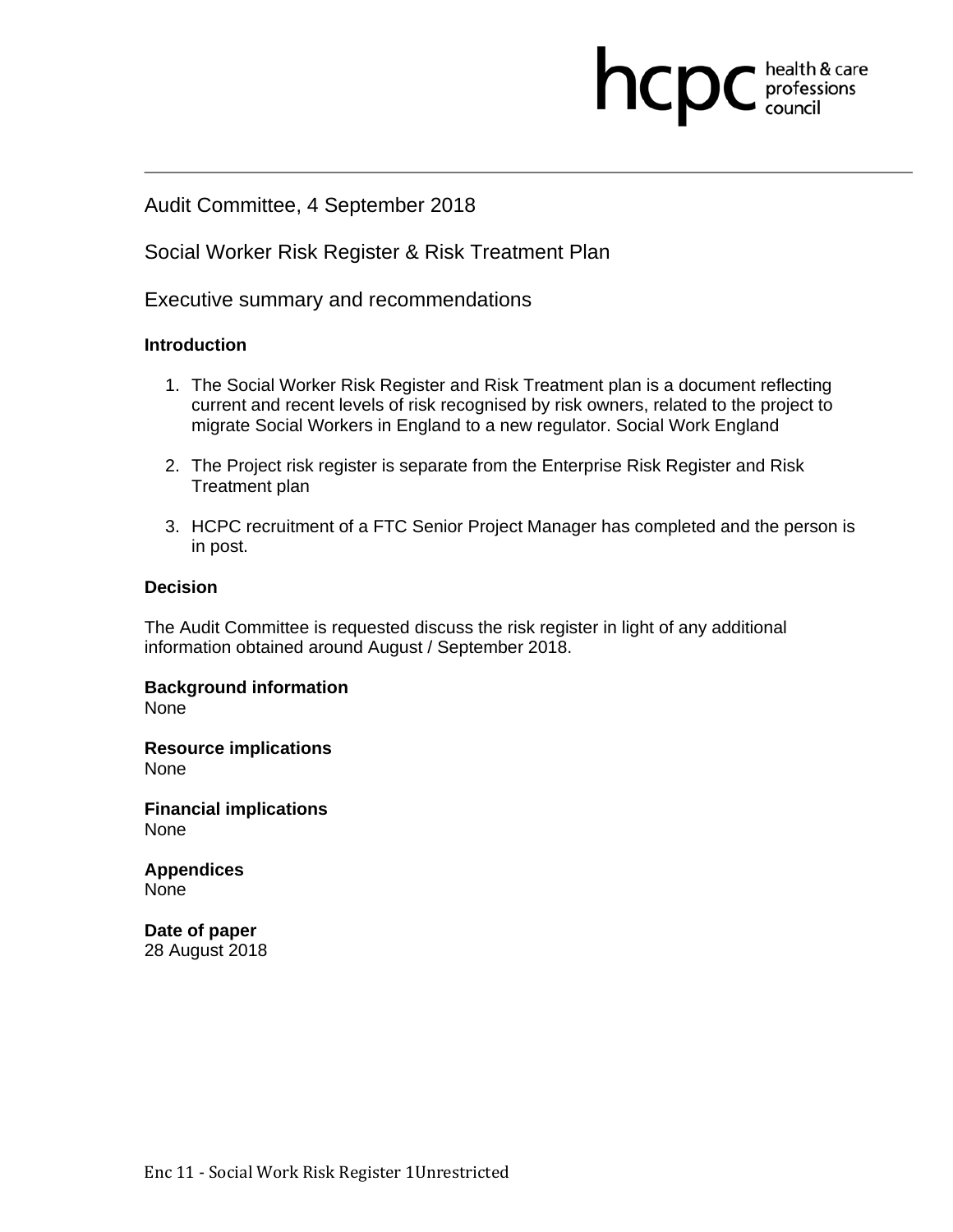Audit Committee, 4 September 2018

Social Worker Risk Register & Risk Treatment Plan

Executive summary and recommendations

**Introduction**

1. The Social Worker Risk Register and Risk Treatment plan is a document reflecting current and recent levels of risk recognised by risk owners, related to the project to migrate Social Workers in England to a new regulator. Social Work England

2. The Project risk register is separate from the Enterprise Risk Register and Risk Treatment plan

3. HCPC recruitment of a FTC Senior Project Manager has completed and the person is in post.

**Decision**

The Audit Committee is requested discuss the risk register in light of any additional information obtained around August / September 2018.

**Background information**
None

**Resource implications**
None

**Financial implications**
None

**Appendices**
None

**Date of paper**
28 August 2018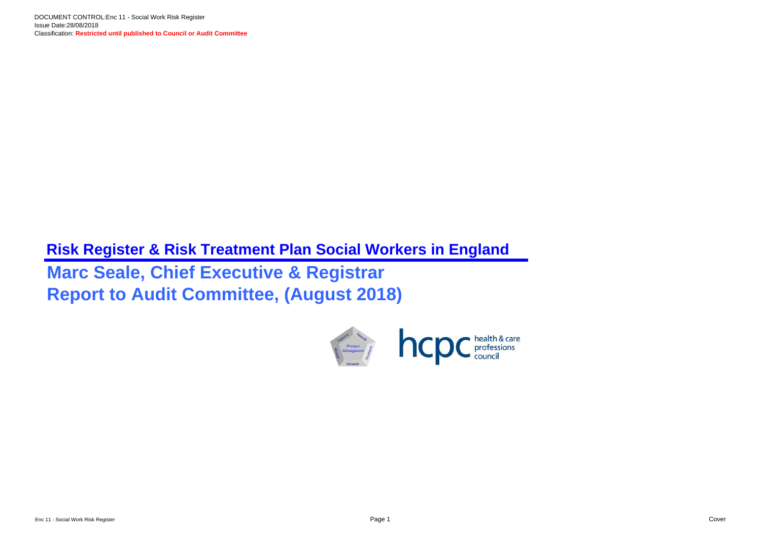DOCUMENT CONTROL:Enc 11 - Social Work Risk Register
Issue Date:28/08/2018
Classification: **Restricted until published to Council or Audit Committee**

# Risk Register & Risk Treatment Plan Social Workers in England

## Marc Seale, Chief Executive & Registrar
## Report to Audit Committee, (August 2018)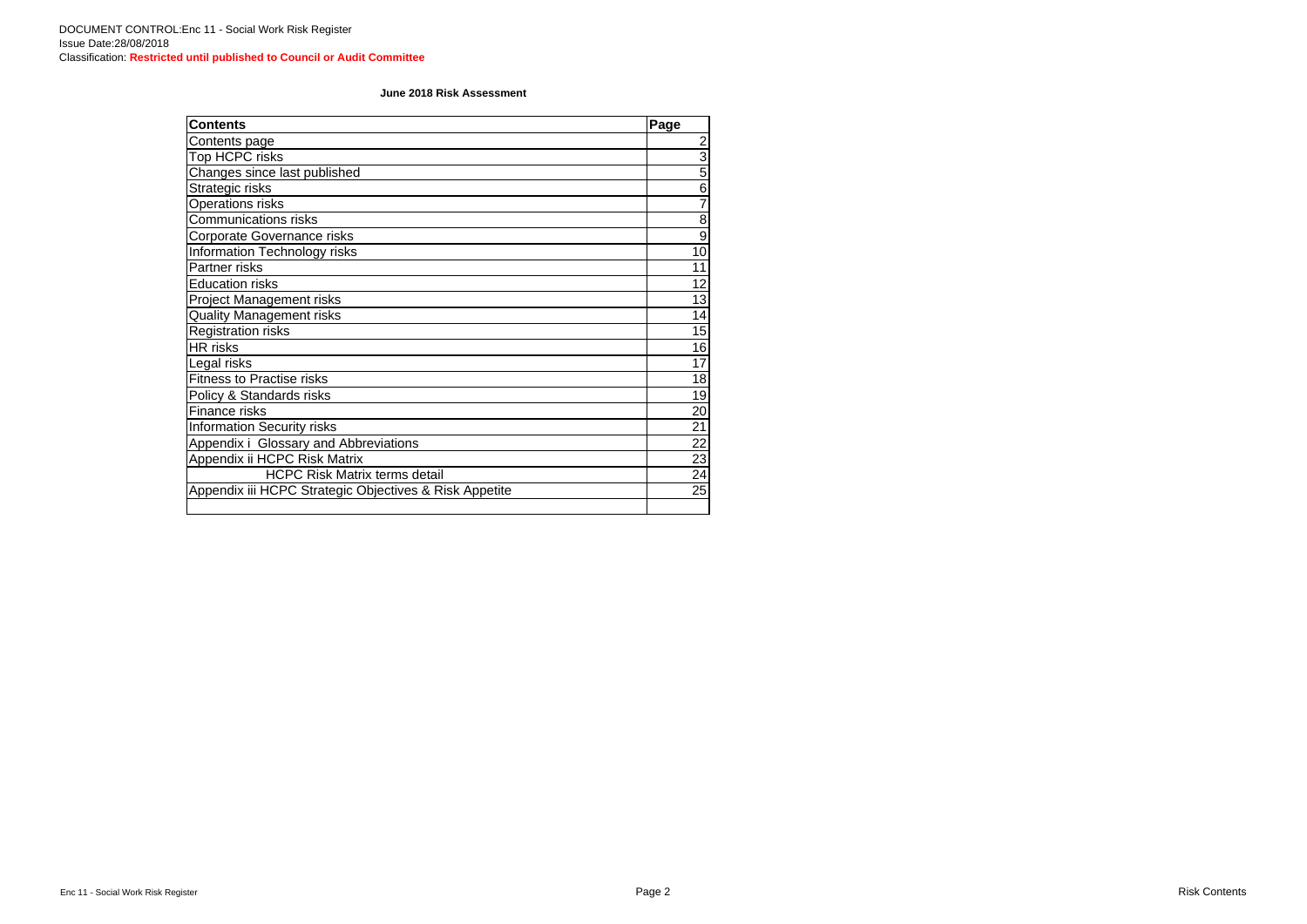DOCUMENT CONTROL:Enc 11 - Social Work Risk Register
Issue Date:28/08/2018
Classification: **Restricted until published to Council or Audit Committee**

**June 2018 Risk Assessment**

| Contents | Page |
| --- | --- |
| Contents page | 2 |
| Top HCPC risks | 3 |
| Changes since last published | 5 |
| Strategic risks | 6 |
| Operations risks | 7 |
| Communications risks | 8 |
| Corporate Governance risks | 9 |
| Information Technology risks | 10 |
| Partner risks | 11 |
| Education risks | 12 |
| Project Management risks | 13 |
| Quality Management risks | 14 |
| Registration risks | 15 |
| HR risks | 16 |
| Legal risks | 17 |
| Fitness to Practise risks | 18 |
| Policy & Standards risks | 19 |
| Finance risks | 20 |
| Information Security risks | 21 |
| Appendix i Glossary and Abbreviations | 22 |
| Appendix ii HCPC Risk Matrix | 23 |
| HCPC Risk Matrix terms detail | 24 |
| Appendix iii HCPC Strategic Objectives & Risk Appetite | 25 |
| | |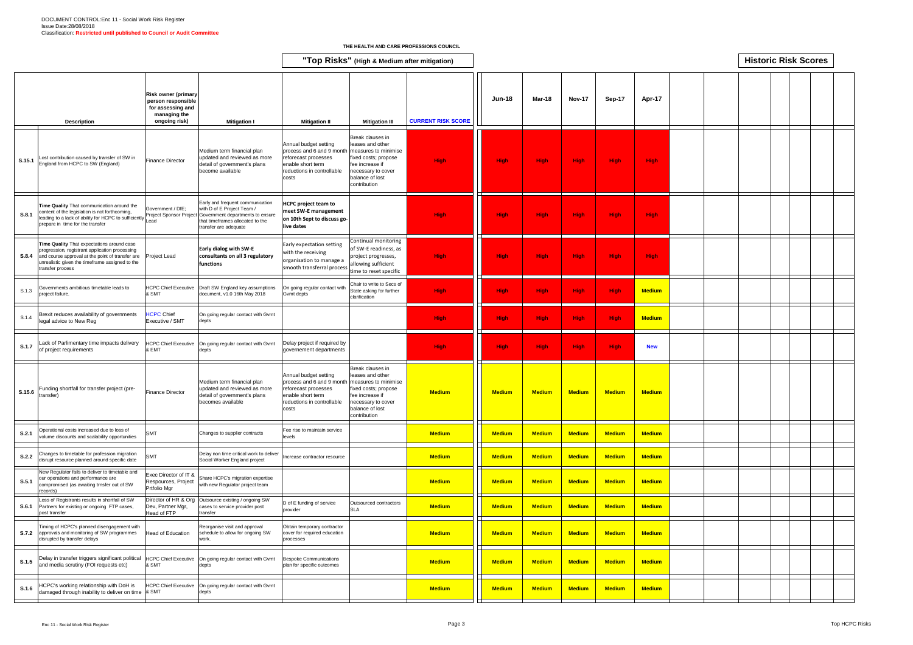DOCUMENT CONTROL:Enc 11 - Social Work Risk Register
Issue Date:28/08/2018
Classification: **Restricted until published to Council or Audit Committee**

**THE HEALTH AND CARE PROFESSIONS COUNCIL**

## "Top Risks" (High & Medium after mitigation)

## Historic Risk Scores

| | Description | Risk owner (primary person responsible for assessing and managing the ongoing risk) | Mitigation I | Mitigation II | Mitigation III | CURRENT RISK SCORE | Jun-18 | Mar-18 | Nov-17 | Sep-17 | Apr-17 |
|---|---|---|---|---|---|---|---|---|---|---|---|
| **S.15.1** | Lost contribution caused by transfer of SW in England from HCPC to SW (England) | Finance Director | Medium term financial plan updated and reviewed as more detail of government's plans become available | Annual budget setting process and 6 and 9 month reforecast processes enable short term reductions in controllable costs | Break clauses in leases and other measures to minimise fixed costs; propose fee increase if necessary to cover balance of lost contribution | High | High | High | High | High | High |
| **S.8.1** | **Time Quality** That communication around the content of the legislation is not forthcoming, leading to a lack of ability for HCPC to sufficiently prepare in time for the transfer | Government / DfE; Project Sponsor Project Lead | Early and frequent communication with D of E Project Team / Government departments to ensure that timeframes allocated to the transfer are adequate | **HCPC project team to meet SW-E management on 10th Sept to discuss go-live dates** | | High | High | High | High | High | High |
| **S.8.4** | **Time Quality** That expectations around case progression, registrant application processing and course approval at the point of transfer are unrealistic given the timeframe assigned to the transfer process | Project Lead | **Early dialog with SW-E consultants on all 3 regulatory functions** | Early expectation setting with the receiving organisation to manage a smooth transferral process | Continual monitoring of SW-E readiness, as project progresses, allowing sufficient time to reset specific | High | High | High | High | High | High |
| S.1.3 | Governments ambitious timetable leads to project failure. | HCPC Chief Executive & SMT | Draft SW England key assumptions document, v1.0 16th May 2018 | On going regular contact with Gvmt depts | Chair to write to Secs of State asking for further clarification | High | High | High | High | High | Medium |
| S.1.4 | Brexit reduces availability of governments legal advice to New Reg | HCPC Chief Executive / SMT | On going regular contact with Gvmt depts | | | High | High | High | High | High | Medium |
| **S.1.7** | Lack of Parlimentary time impacts delivery of project requirements | HCPC Chief Executive & EMT | On going regular contact with Gvmt depts | Delay project if required by governement departments | | High | High | High | High | High | New |
| **S.15.6** | Funding shortfall for transfer project (pre-transfer) | Finance Director | Medium term financial plan updated and reviewed as more detail of government's plans becomes available | Annual budget setting process and 6 and 9 month reforecast processes enable short term reductions in controllable costs | Break clauses in leases and other measures to minimise fixed costs; propose fee increase if necessary to cover balance of lost contribution | Medium | Medium | Medium | Medium | Medium | Medium |
| **S.2.1** | Operational costs increased due to loss of volume discounts and scalability opportunities | SMT | Changes to supplier contracts | Fee rise to maintain service levels | | Medium | Medium | Medium | Medium | Medium | Medium |
| **S.2.2** | Changes to timetable for profession migration disrupt resource planned around specific date | SMT | Delay non time critical work to deliver Social Worker England project | Increase contractor resource | | Medium | Medium | Medium | Medium | Medium | Medium |
| **S.5.1** | New Regulator fails to deliver to timetable and our operations and performance are compromised (as awaiting trnsfer out of SW records) | Exec Director of IT & Respources, Project Prtfolio Mgr | Share HCPC's migration expertise with new Regulator project team | | | Medium | Medium | Medium | Medium | Medium | Medium |
| **S.6.1** | Loss of Registrants results in shortfall of SW Partners for existing or ongoing FTP cases, post transfer | Director of HR & Org Dev, Partner Mgr, Head of FTP | Outsource existing / ongoing SW cases to service provider post transfer | D of E funding of service provider | Outsourced contractors SLA | Medium | Medium | Medium | Medium | Medium | Medium |
| **S.7.2** | Timing of HCPC's planned disengagement with approvals and monitoring of SW programmes disrupted by transfer delays | Head of Education | Reorganise visit and approval schedule to allow for ongoing SW work. | Obtain temporary contractor cover for required education processes | | Medium | Medium | Medium | Medium | Medium | Medium |
| **S.1.5** | Delay in transfer triggers significant political and media scrutiny (FOI requests etc) | HCPC Chief Executive & SMT | On going regular contact with Gvmt depts | Bespoke Communications plan for specific outcomes | | Medium | Medium | Medium | Medium | Medium | Medium |
| **S.1.6** | HCPC's working relationship with DoH is damaged through inability to deliver on time | HCPC Chief Executive & SMT | On going regular contact with Gvmt depts | | | Medium | Medium | Medium | Medium | Medium | Medium |

Enc 11 - Social Work Risk Register

Top HCPC Risks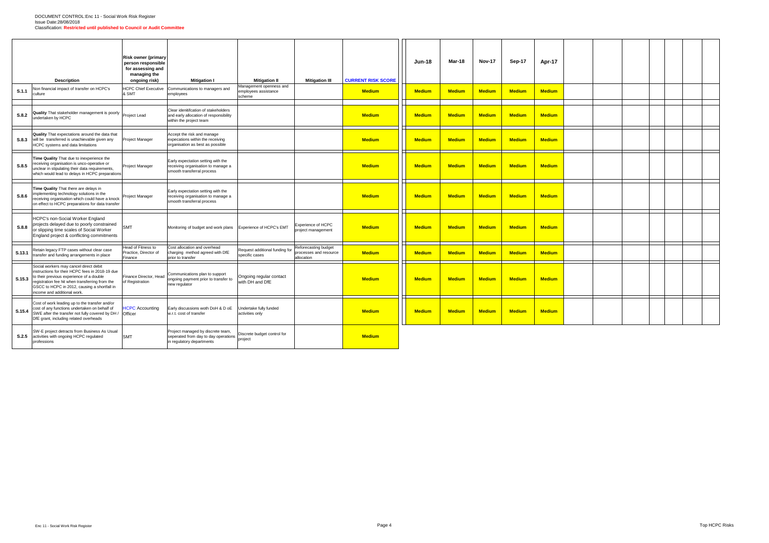DOCUMENT CONTROL:Enc 11 - Social Work Risk Register
Issue Date:28/08/2018
Classification: **Restricted until published to Council or Audit Committee**

| | Description | Risk owner (primary person responsible for assessing and managing the ongoing risk) | Mitigation I | Mitigation II | Mitigation III | CURRENT RISK SCORE | Jun-18 | Mar-18 | Nov-17 | Sep-17 | Apr-17 |
|---|---|---|---|---|---|---|---|---|---|---|---|
| S.1.1 | Non financial impact of transfer on HCPC's culture | HCPC Chief Executive & SMT | Communications to managers and employees | Management openness and employees assistance scheme | | Medium | Medium | Medium | Medium | Medium | Medium |
| S.8.2 | **Quality** That stakeholder management is poorly undertaken by HCPC | Project Lead | Clear idenitifcation of stakeholders and early allocation of responsibility within the project team | | | Medium | Medium | Medium | Medium | Medium | Medium |
| S.8.3 | **Quality** That expectations around the data that will be transferred is unachievable given any HCPC systems and data limitations | Project Manager | Accept the risk and manage expecations within the receiving organisation as best as possible | | | Medium | Medium | Medium | Medium | Medium | Medium |
| S.8.5 | **Time Quality** That due to inexperience the receiving organisation is unco-operative or unclear in stipulating their data requirements, which would lead to delays in HCPC preparations | Project Manager | Early expectation setting with the receiving organisation to manage a smooth transferral process | | | Medium | Medium | Medium | Medium | Medium | Medium |
| S.8.6 | **Time Quality** That there are delays in implementing technology solutions in the receiving organisation which could have a knock on effect to HCPC preparations for data transfer | Project Manager | Early expectation setting with the receiving organisation to manage a smooth transferral process | | | Medium | Medium | Medium | Medium | Medium | Medium |
| S.8.8 | HCPC's non-Social Worker England projects delayed due to poorly constrained or slipping time scales of Social Worker England project & conflicting commitments | SMT | Monitoring of budget and work plans | Experience of HCPC's EMT | Experience of HCPC project management | Medium | Medium | Medium | Medium | Medium | Medium |
| S.13.1 | Retain legacy FTP cases without clear case transfer and funding arrangements in place | Head of Fitness to Practice, Director of Finance | Cost allocation and overhead charging method agreed with DfE prior to transfer | Request additional funding for specific cases | Reforecasting budget processes and resource allocation | Medium | Medium | Medium | Medium | Medium | Medium |
| S.15.3 | Social workers may cancel direct debit instructions for their HCPC fees in 2018-19 due to their previous experience of a double registration fee hit when transferring from the GSCC to HCPC in 2012, causing a shortfall in income and additional work. | Finance Director, Head of Registration | Communications plan to support ongoing payment prior to transfer to new regulator | Ongoing regular contact with DH and DfE | | Medium | Medium | Medium | Medium | Medium | Medium |
| S.15.4 | Cost of work leading up to the transfer and/or cost of any functions undertaken on behalf of SWE after the transfer not fully covered by DH / DfE grant, including related overheads | HCPC Accounting Officer | Early discussions woth DoH & D oE w.r.t. cost of transfer | Undertake fully funded activities only | | Medium | Medium | Medium | Medium | Medium | Medium |
| S.2.5 | SW-E project detracts from Business As Usual activities with ongoing HCPC regulated professions | SMT | Project managed by discrete team, seperated from day to day operations in regulatory departments | Discrete budget control for project | | Medium | | | | | |

Enc 11 - Social Work Risk Register | Top HCPC Risks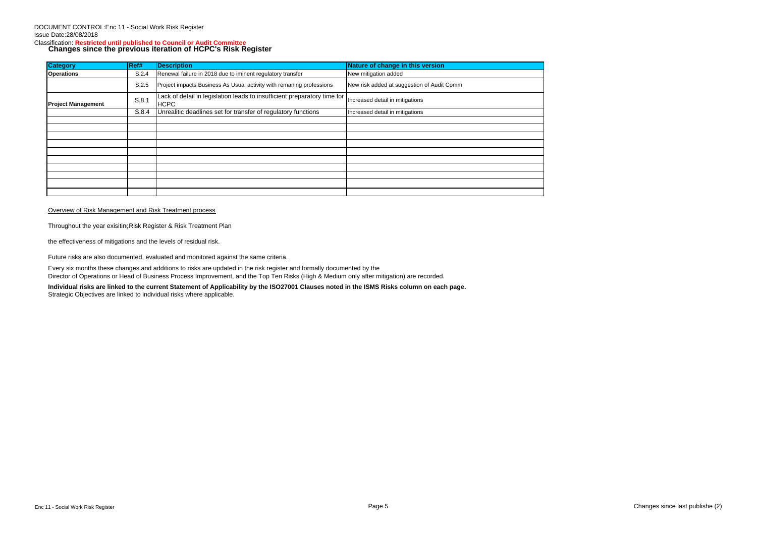DOCUMENT CONTROL:Enc 11 - Social Work Risk Register
Issue Date:28/08/2018
Classification: **Restricted until published to Council or Audit Committee**

## Changes since the previous iteration of HCPC's Risk Register

| Category | Ref# | Description | Nature of change in this version |
|---|---|---|---|
| **Operations** | S.2.4 | Renewal failure in 2018 due to iminent regulatory transfer | New mitigation added |
| | S.2.5 | Project impacts Business As Usual activity with remaning professions | New risk added at suggestion of Audit Comm |
| **Project Management** | S.8.1 | Lack of detail in legislation leads to insufficient preparatory time for HCPC | Increased detail in mitigations |
| | S.8.4 | Unrealitic deadlines set for transfer of regulatory functions | Increased detail in mitigations |
| | | | |
| | | | |
| | | | |
| | | | |
| | | | |
| | | | |
| | | | |
| | | | |
| | | | |
| | | | |

Overview of Risk Management and Risk Treatment process

Throughout the year exisitin( Risk Register & Risk Treatment Plan

the effectiveness of mitigations and the levels of residual risk.

Future risks are also documented, evaluated and monitored against the same criteria.

Every six months these changes and additions to risks are updated in the risk register and formally documented by the
Director of Operations or Head of Business Process Improvement, and the Top Ten Risks (High & Medium only after mitigation) are recorded.

**Individual risks are linked to the current Statement of Applicability by the ISO27001 Clauses noted in the ISMS Risks column on each page.**
Strategic Objectives are linked to individual risks where applicable.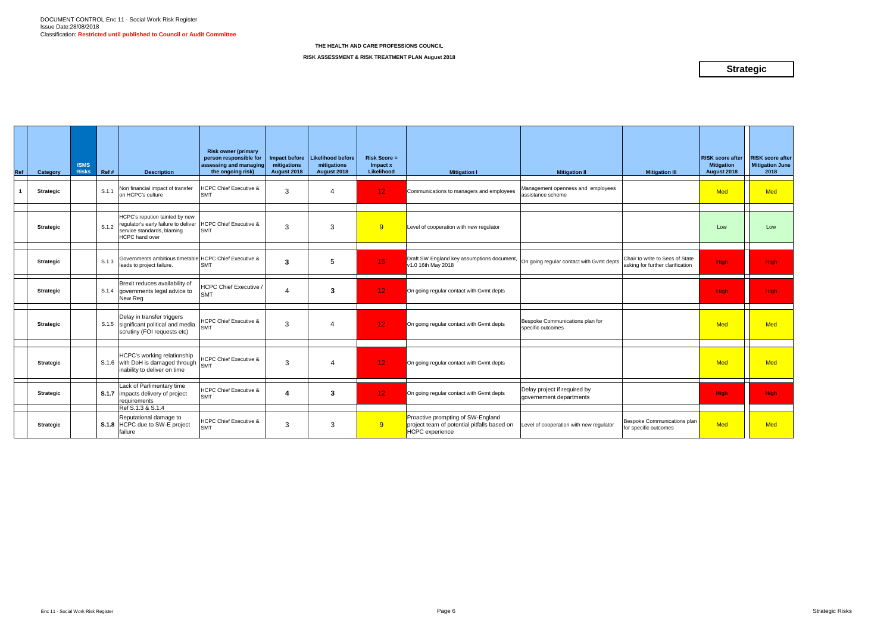DOCUMENT CONTROL:Enc 11 - Social Work Risk Register
Issue Date:28/08/2018
Classification: **Restricted until published to Council or Audit Committee**

**THE HEALTH AND CARE PROFESSIONS COUNCIL**

**RISK ASSESSMENT & RISK TREATMENT PLAN August 2018**

## Strategic

| Ref | Category | ISMS Risks | Ref # | Description | Risk owner (primary person responsible for assessing and managing the ongoing risk) | Impact before mitigations August 2018 | Likelihood before mitigations August 2018 | Risk Score = Impact x Likelihood | Mitigation I | Mitigation II | Mitigation III | RISK score after Mitigation August 2018 | RISK score after Mitigation June 2018 |
|---|---|---|---|---|---|---|---|---|---|---|---|---|---|
| 1 | Strategic | | S.1.1 | Non financial impact of transfer on HCPC's culture | HCPC Chief Executive & SMT | 3 | 4 | 12 | Communications to managers and employees | Management openness and employees assistance scheme | | Med | Med |
| | Strategic | | S.1.2 | HCPC's repution tainted by new regulator's early failure to deliver service standards, blaming HCPC hand over | HCPC Chief Executive & SMT | 3 | 3 | 9 | Level of cooperation with new regulator | | | Low | Low |
| | Strategic | | S.1.3 | Governments ambitious timetable leads to project failure. | HCPC Chief Executive & SMT | 3 | 5 | 15 | Draft SW England key assumptions document, v1.0 16th May 2018 | On going regular contact with Gvmt depts | Chair to write to Secs of State asking for further clarification | High | High |
| | Strategic | | S.1.4 | Brexit reduces availability of governments legal advice to New Reg | HCPC Chief Executive / SMT | 4 | 3 | 12 | On going regular contact with Gvmt depts | | | High | High |
| | Strategic | | S.1.5 | Delay in transfer triggers significant political and media scrutiny (FOI requests etc) | HCPC Chief Executive & SMT | 3 | 4 | 12 | On going regular contact with Gvmt depts | Bespoke Communications plan for specific outcomes | | Med | Med |
| | Strategic | | S.1.6 | HCPC's working relationship with DoH is damaged through inability to deliver on time | HCPC Chief Executive & SMT | 3 | 4 | 12 | On going regular contact with Gvmt depts | | | Med | Med |
| | Strategic | | **S.1.7** | Lack of Parlimentary time impacts delivery of project requirements<br>Ref S.1.3 & S.1.4 | HCPC Chief Executive & SMT | 4 | 3 | 12 | On going regular contact with Gvmt depts | Delay project if required by governement departments | | High | High |
| | Strategic | | **S.1.8** | Reputational damage to HCPC due to SW-E project failure | HCPC Chief Executive & SMT | 3 | 3 | 9 | Proactive prompting of SW-England project team of potential pitfalls based on HCPC experience | Level of cooperation with new regulator | Bespoke Communications plan for specific outcomes | Med | Med |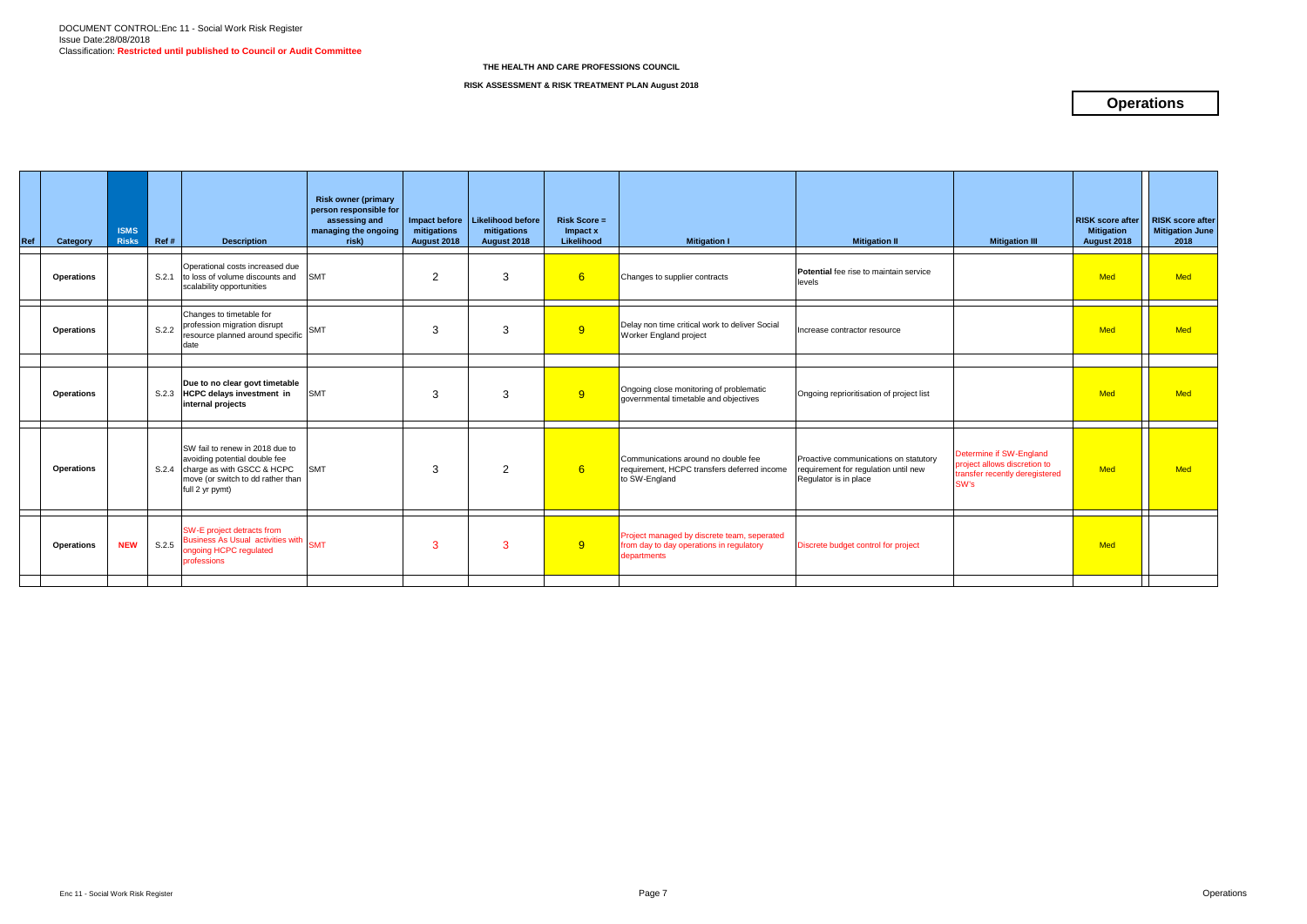DOCUMENT CONTROL:Enc 11 - Social Work Risk Register
Issue Date:28/08/2018
Classification: **Restricted until published to Council or Audit Committee**

**THE HEALTH AND CARE PROFESSIONS COUNCIL**

**RISK ASSESSMENT & RISK TREATMENT PLAN August 2018**

## Operations

| Ref | Category | ISMS Risks | Ref # | Description | Risk owner (primary person responsible for assessing and managing the ongoing risk) | Impact before mitigations August 2018 | Likelihood before mitigations August 2018 | Risk Score = Impact x Likelihood | Mitigation I | Mitigation II | Mitigation III | RISK score after Mitigation August 2018 | RISK score after Mitigation June 2018 |
|---|---|---|---|---|---|---|---|---|---|---|---|---|---|
| | **Operations** | | S.2.1 | Operational costs increased due to loss of volume discounts and scalability opportunities | SMT | 2 | 3 | 6 | Changes to supplier contracts | **Potential** fee rise to maintain service levels | | Med | Med |
| | **Operations** | | S.2.2 | Changes to timetable for profession migration disrupt resource planned around specific date | SMT | 3 | 3 | 9 | Delay non time critical work to deliver Social Worker England project | Increase contractor resource | | Med | Med |
| | **Operations** | | S.2.3 | **Due to no clear govt timetable HCPC delays investment in internal projects** | SMT | 3 | 3 | 9 | Ongoing close monitoring of problematic governmental timetable and objectives | Ongoing reprioritisation of project list | | Med | Med |
| | **Operations** | | S.2.4 | SW fail to renew in 2018 due to avoiding potential double fee charge as with GSCC & HCPC move (or switch to dd rather than full 2 yr pymt) | SMT | 3 | 2 | 6 | Communications around no double fee requirement, HCPC transfers deferred income to SW-England | Proactive communications on statutory requirement for regulation until new Regulator is in place | Determine if SW-England project allows discretion to transfer recently deregistered SW's | Med | Med |
| | **Operations** | **NEW** | S.2.5 | SW-E project detracts from Business As Usual activities with ongoing HCPC regulated professions | SMT | 3 | 3 | 9 | Project managed by discrete team, seperated from day to day operations in regulatory departments | Discrete budget control for project | | Med | |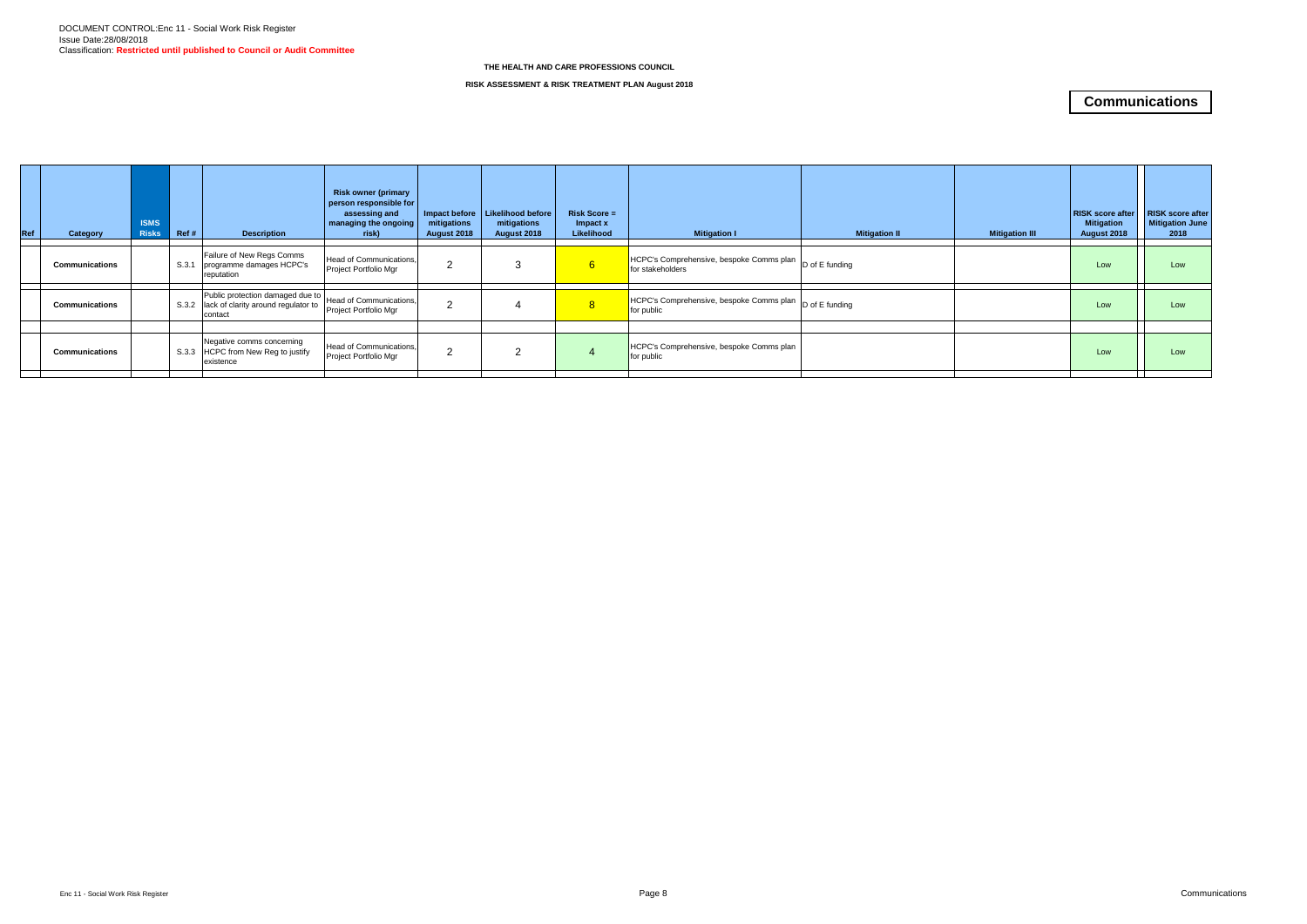DOCUMENT CONTROL:Enc 11 - Social Work Risk Register
Issue Date:28/08/2018
Classification: **Restricted until published to Council or Audit Committee**

**THE HEALTH AND CARE PROFESSIONS COUNCIL**

**RISK ASSESSMENT & RISK TREATMENT PLAN August 2018**

## Communications

| Ref | Category | ISMS Risks | Ref # | Description | Risk owner (primary person responsible for assessing and managing the ongoing risk) | Impact before mitigations August 2018 | Likelihood before mitigations August 2018 | Risk Score = Impact x Likelihood | Mitigation I | Mitigation II | Mitigation III | RISK score after Mitigation August 2018 | RISK score after Mitigation June 2018 |
|---|---|---|---|---|---|---|---|---|---|---|---|---|---|
| | **Communications** | | S.3.1 | Failure of New Regs Comms programme damages HCPC's reputation | Head of Communications, Project Portfolio Mgr | 2 | 3 | 6 | HCPC's Comprehensive, bespoke Comms plan for stakeholders | D of E funding | | Low | Low |
| | **Communications** | | S.3.2 | Public protection damaged due to lack of clarity around regulator to contact | Head of Communications, Project Portfolio Mgr | 2 | 4 | 8 | HCPC's Comprehensive, bespoke Comms plan for public | D of E funding | | Low | Low |
| | **Communications** | | S.3.3 | Negative comms concerning HCPC from New Reg to justify existence | Head of Communications, Project Portfolio Mgr | 2 | 2 | 4 | HCPC's Comprehensive, bespoke Comms plan for public | | | Low | Low |

Enc 11 - Social Work Risk Register

Communications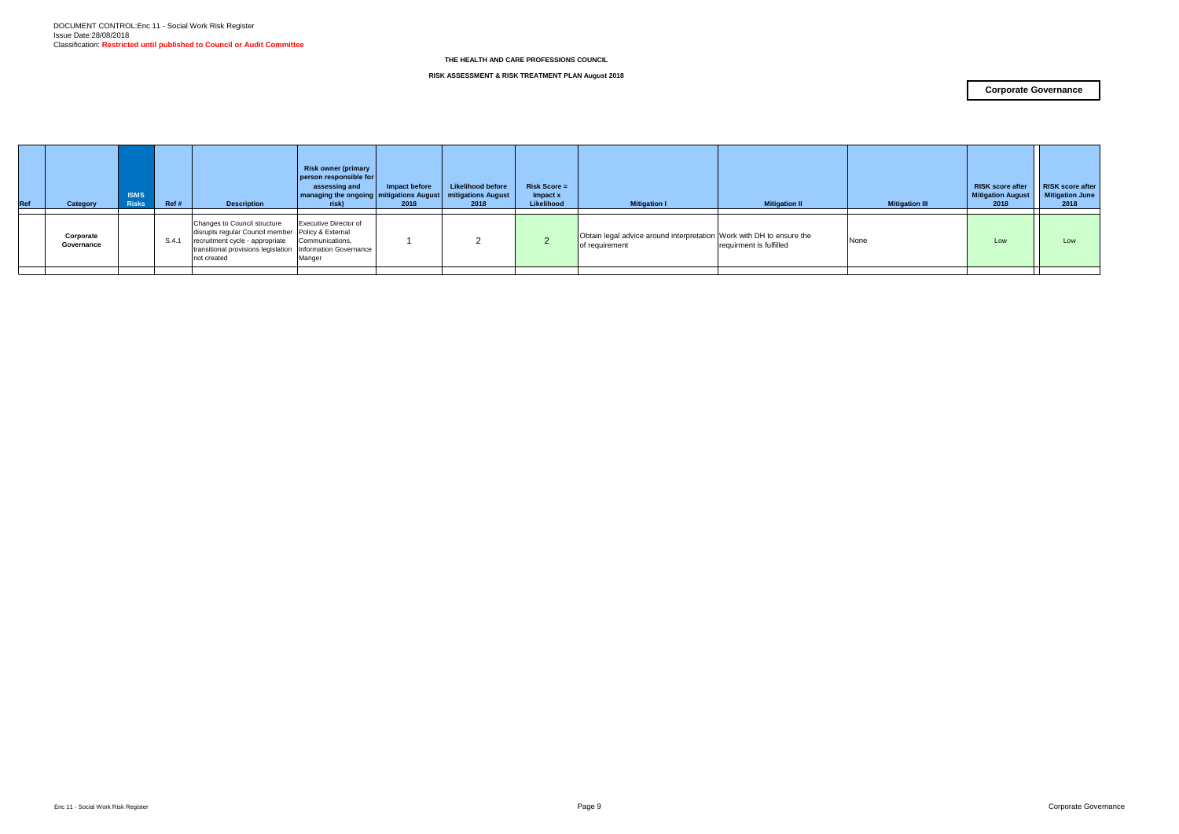DOCUMENT CONTROL:Enc 11 - Social Work Risk Register
Issue Date:28/08/2018
Classification: **Restricted until published to Council or Audit Committee**

**THE HEALTH AND CARE PROFESSIONS COUNCIL**

**RISK ASSESSMENT & RISK TREATMENT PLAN August 2018**

**Corporate Governance**

| Ref | Category | ISMS Risks | Ref # | Description | Risk owner (primary person responsible for assessing and managing the ongoing risk) | Impact before mitigations August 2018 | Likelihood before mitigations August 2018 | Risk Score = Impact x Likelihood | Mitigation I | Mitigation II | Mitigation III | RISK score after Mitigation August 2018 | RISK score after Mitigation June 2018 |
|---|---|---|---|---|---|---|---|---|---|---|---|---|---|
| | **Corporate Governance** | | S.4.1 | Changes to Council structure disrupts regular Council member recruitment cycle - appropriate transitional provisions legislation not created | Executive Director of Policy & External Communications, Information Governance Manger | 1 | 2 | 2 | Obtain legal advice around interpretation of requirement | Work with DH to ensure the requirment is fulfilled | None | Low | Low |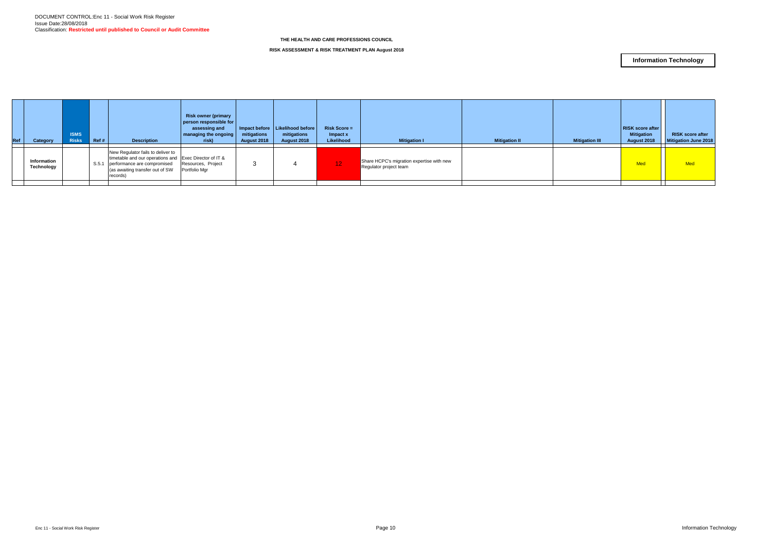DOCUMENT CONTROL:Enc 11 - Social Work Risk Register
Issue Date:28/08/2018
Classification: **Restricted until published to Council or Audit Committee**

**THE HEALTH AND CARE PROFESSIONS COUNCIL**

**RISK ASSESSMENT & RISK TREATMENT PLAN August 2018**

**Information Technology**

| Ref | Category | ISMS Risks | Ref # | Description | Risk owner (primary person responsible for assessing and managing the ongoing risk) | Impact before mitigations August 2018 | Likelihood before mitigations August 2018 | Risk Score = Impact x Likelihood | Mitigation I | Mitigation II | Mitigation III | RISK score after Mitigation August 2018 | RISK score after Mitigation June 2018 |
|---|---|---|---|---|---|---|---|---|---|---|---|---|---|
| | **Information Technology** | | S.5.1 | New Regulator fails to deliver to timetable and our operations and performance are compromised (as awaiting transfer out of SW records) | Exec Director of IT & Resources, Project Portfolio Mgr | 3 | 4 | 12 | Share HCPC's migration expertise with new Regulator project team | | | Med | Med |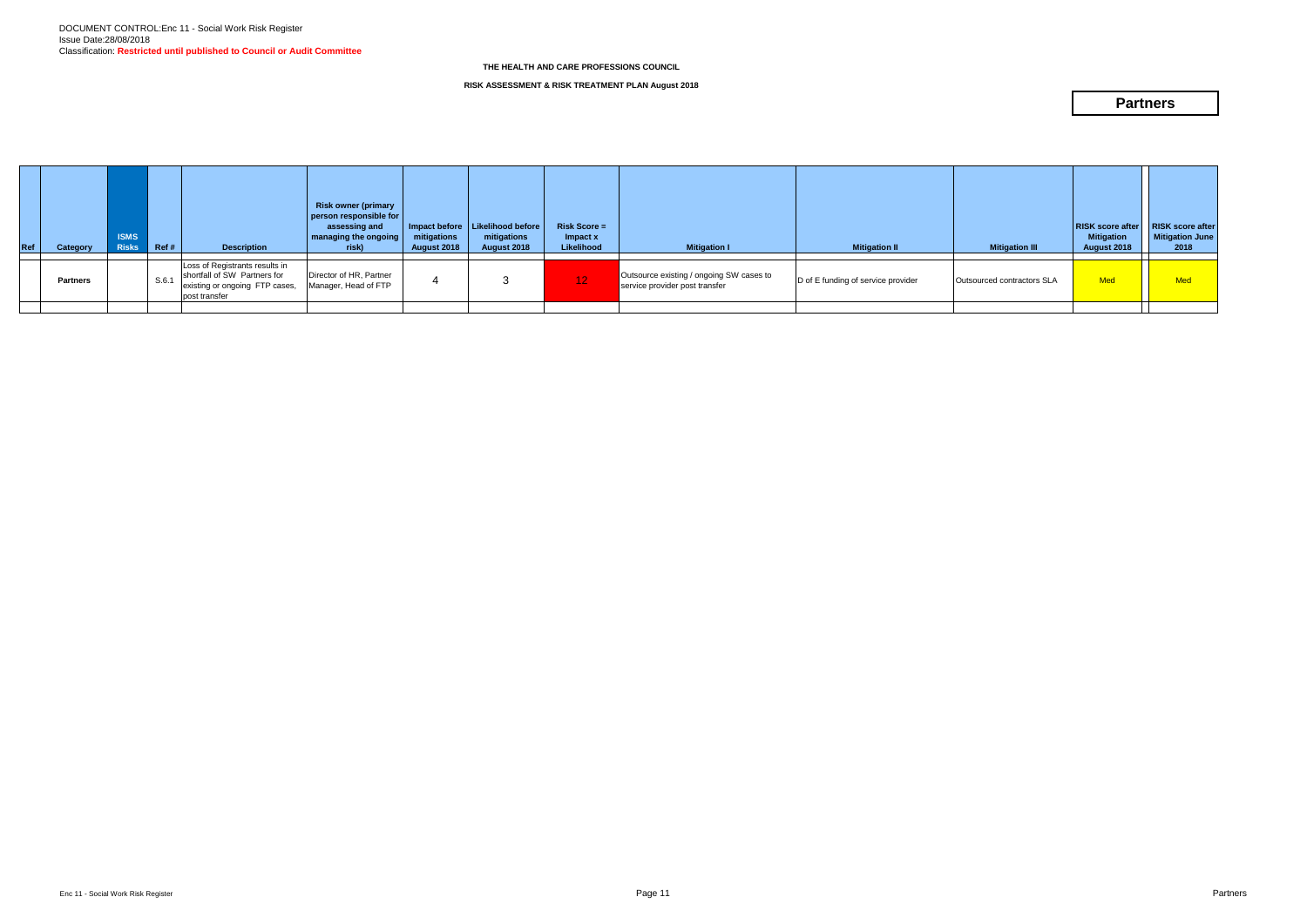DOCUMENT CONTROL:Enc 11 - Social Work Risk Register
Issue Date:28/08/2018
Classification: **Restricted until published to Council or Audit Committee**

**THE HEALTH AND CARE PROFESSIONS COUNCIL**

**RISK ASSESSMENT & RISK TREATMENT PLAN August 2018**

## Partners

| Ref | Category | ISMS Risks | Ref # | Description | Risk owner (primary person responsible for assessing and managing the ongoing risk) | Impact before mitigations August 2018 | Likelihood before mitigations August 2018 | Risk Score = Impact x Likelihood | Mitigation I | Mitigation II | Mitigation III | RISK score after Mitigation August 2018 | RISK score after Mitigation June 2018 |
|---|---|---|---|---|---|---|---|---|---|---|---|---|---|
| | **Partners** | | S.6.1 | Loss of Registrants results in shortfall of SW Partners for existing or ongoing FTP cases, post transfer | Director of HR, Partner Manager, Head of FTP | 4 | 3 | 12 | Outsource existing / ongoing SW cases to service provider post transfer | D of E funding of service provider | Outsourced contractors SLA | Med | Med |
| | | | | | | | | | | | | | |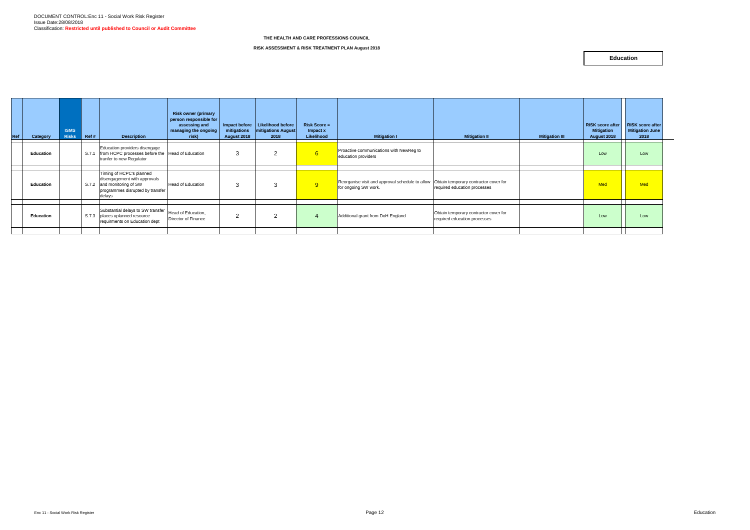DOCUMENT CONTROL:Enc 11 - Social Work Risk Register
Issue Date:28/08/2018
Classification: **Restricted until published to Council or Audit Committee**

**THE HEALTH AND CARE PROFESSIONS COUNCIL**

**RISK ASSESSMENT & RISK TREATMENT PLAN August 2018**

**Education**

| Ref | Category | ISMS Risks | Ref # | Description | Risk owner (primary person responsible for assessing and managing the ongoing risk) | Impact before mitigations August 2018 | Likelihood before mitigations August 2018 | Risk Score = Impact x Likelihood | Mitigation I | Mitigation II | Mitigation III | RISK score after Mitigation August 2018 | RISK score after Mitigation June 2018 |
|---|---|---|---|---|---|---|---|---|---|---|---|---|---|
| | Education | | S.7.1 | Education providers disengage from HCPC processes before the tranfer to new Regulator | Head of Education | 3 | 2 | 6 | Proactive communications with NewReg to education providers | | | Low | Low |
| | Education | | S.7.2 | Timing of HCPC's planned disengagement with approvals and monitoring of SW programmes disrupted by transfer delays | Head of Education | 3 | 3 | 9 | Reorganise visit and approval schedule to allow for ongoing SW work. | Obtain temporary contractor cover for required education processes | | Med | Med |
| | Education | | S.7.3 | Substantial delays to SW transfer places uplanned resource requirments on Education dept | Head of Education, Director of Finance | 2 | 2 | 4 | Additional grant from DoH England | Obtain temporary contractor cover for required education processes | | Low | Low |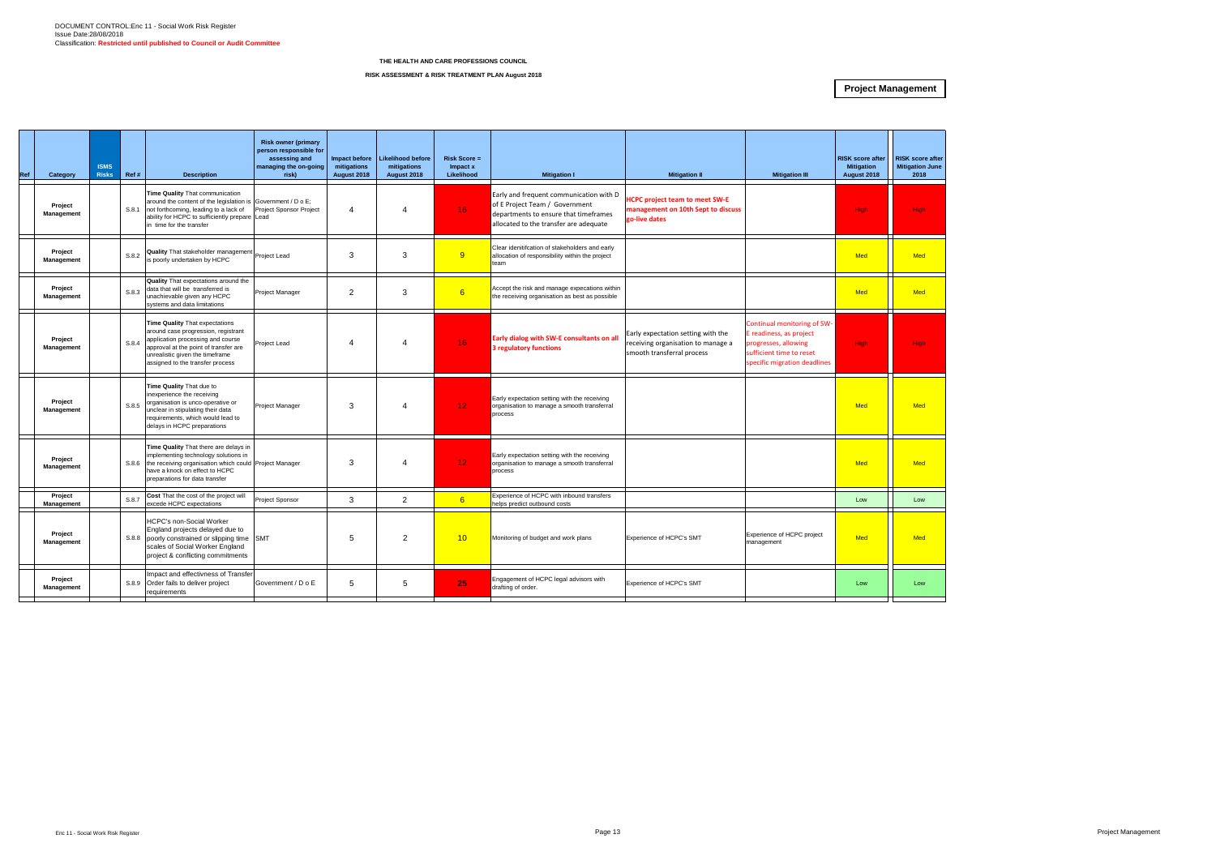DOCUMENT CONTROL:Enc 11 - Social Work Risk Register
Issue Date:28/08/2018
Classification: **Restricted until published to Council or Audit Committee**

**THE HEALTH AND CARE PROFESSIONS COUNCIL**

**RISK ASSESSMENT & RISK TREATMENT PLAN August 2018**

## Project Management

| Ref | Category | ISMS Risks | Ref # | Description | Risk owner (primary person responsible for assessing and managing the on-going risk) | Impact before mitigations August 2018 | Likelihood before mitigations August 2018 | Risk Score = Impact x Likelihood | Mitigation I | Mitigation II | Mitigation III | RISK score after Mitigation August 2018 | RISK score after Mitigation June 2018 |
|---|---|---|---|---|---|---|---|---|---|---|---|---|---|
| | Project Management | | S.8.1 | **Time Quality** That communication around the content of the legislation is not forthcoming, leading to a lack of ability for HCPC to sufficiently prepare in time for the transfer | Government / D o E; Project Sponsor Project Lead | 4 | 4 | 16 | Early and frequent communication with D of E Project Team / Government departments to ensure that timeframes allocated to the transfer are adequate | **HCPC project team to meet SW-E management on 10th Sept to discuss go-live dates** | | High | High |
| | Project Management | | S.8.2 | **Quality** That stakeholder management is poorly undertaken by HCPC | Project Lead | 3 | 3 | 9 | Clear idenitifcation of stakeholders and early allocation of responsibility within the project team | | | Med | Med |
| | Project Management | | S.8.3 | **Quality** That expectations around the data that will be transferred is unachievable given any HCPC systems and data limitations | Project Manager | 2 | 3 | 6 | Accept the risk and manage expecations within the receiving organisation as best as possible | | | Med | Med |
| | Project Management | | S.8.4 | **Time Quality** That expectations around case progression, registrant application processing and course approval at the point of transfer are unrealistic given the timeframe assigned to the transfer process | Project Lead | 4 | 4 | 16 | **Early dialog with SW-E consultants on all 3 regulatory functions** | Early expectation setting with the receiving organisation to manage a smooth transferral process | Continual monitoring of SW-E readiness, as project progresses, allowing sufficient time to reset specific migration deadlines | High | High |
| | Project Management | | S.8.5 | **Time Quality** That due to inexperience the receiving organisation is unco-operative or unclear in stipulating their data requirements, which would lead to delays in HCPC preparations | Project Manager | 3 | 4 | 12 | Early expectation setting with the receiving organisation to manage a smooth transferral process | | | Med | Med |
| | Project Management | | S.8.6 | **Time Quality** That there are delays in implementing technology solutions in the receiving organisation which could have a knock on effect to HCPC preparations for data transfer | Project Manager | 3 | 4 | 12 | Early expectation setting with the receiving organisation to manage a smooth transferral process | | | Med | Med |
| | Project Management | | S.8.7 | **Cost** That the cost of the project will excede HCPC expectations | Project Sponsor | 3 | 2 | 6 | Experience of HCPC with inbound transfers helps predict outbound costs | | | Low | Low |
| | Project Management | | S.8.8 | HCPC's non-Social Worker England projects delayed due to poorly constrained or slipping time scales of Social Worker England project & conflicting commitments | SMT | 5 | 2 | 10 | Monitoring of budget and work plans | Experience of HCPC's SMT | Experience of HCPC project management | Med | Med |
| | Project Management | | S.8.9 | Impact and effectivness of Transfer Order fails to deliver project requirements | Government / D o E | 5 | 5 | 25 | Engagement of HCPC legal advisors with drafting of order. | Experience of HCPC's SMT | | Low | Low |

Enc 11 - Social Work Risk Register

Project Management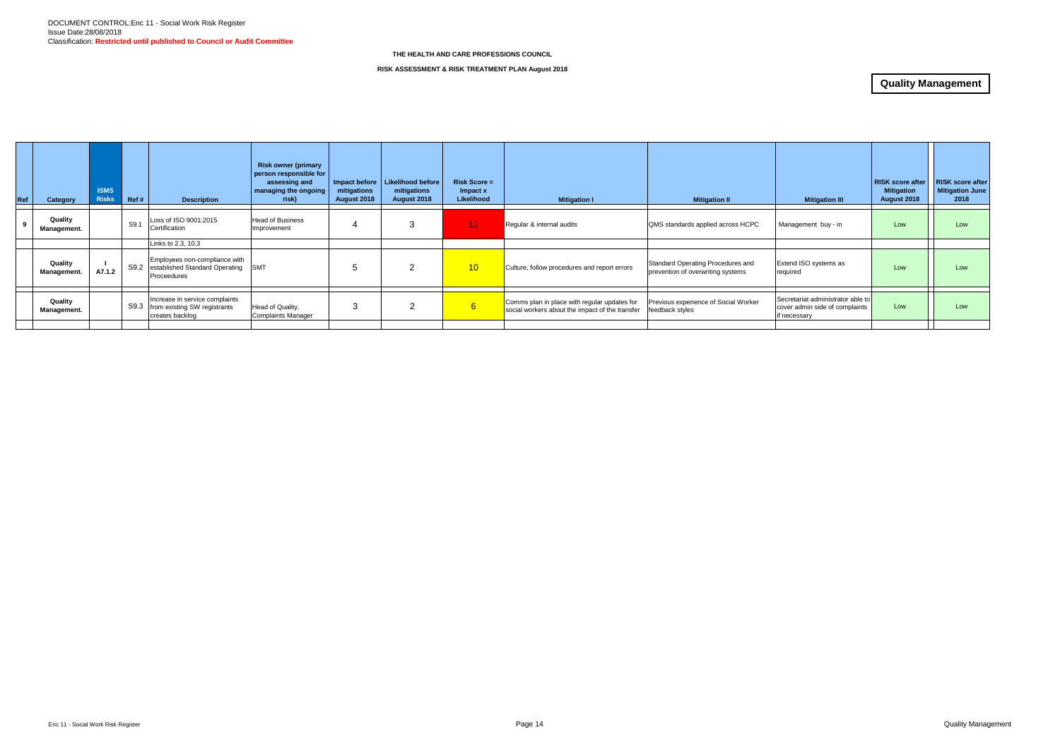DOCUMENT CONTROL:Enc 11 - Social Work Risk Register
Issue Date:28/08/2018
Classification: **Restricted until published to Council or Audit Committee**

**THE HEALTH AND CARE PROFESSIONS COUNCIL**

**RISK ASSESSMENT & RISK TREATMENT PLAN August 2018**

## Quality Management

| Ref | Category | ISMS Risks | Ref # | Description | Risk owner (primary person responsible for assessing and managing the ongoing risk) | Impact before mitigations August 2018 | Likelihood before mitigations August 2018 | Risk Score = Impact x Likelihood | Mitigation I | Mitigation II | Mitigation III | RISK score after Mitigation August 2018 | RISK score after Mitigation June 2018 |
|---|---|---|---|---|---|---|---|---|---|---|---|---|---|
| 9 | Quality Management. | | S9.1 | Loss of ISO 9001:2015 Certification | Head of Business Improvement | 4 | 3 | 12 | Regular & internal audits | QMS standards applied across HCPC | Management buy - in | Low | Low |
| | | | | Links to 2.3, 10.3 | | | | | | | | | |
| | Quality Management. | I A7.1.2 | S9.2 | Employees non-compliance with established Standard Operating Proceedures | SMT | 5 | 2 | 10 | Culture, follow procedures and report errors | Standard Operating Procedures and prevention of overwriting systems | Extend ISO systems as required | Low | Low |
| | Quality Management. | | S9.3 | Increase in service complaints from existing SW registrants creates backlog | Head of Quality, Complaints Manager | 3 | 2 | 6 | Comms plan in place with regular updates for social workers about the impact of the transfer | Previous experience of Social Worker feedback styles | Secretariat administrator able to cover admin side of complaints if necessary | Low | Low |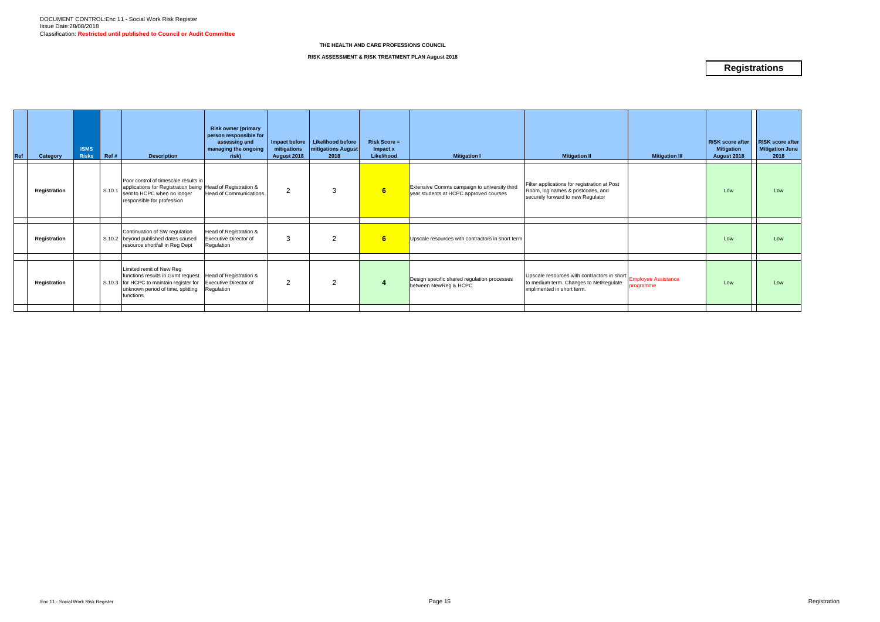DOCUMENT CONTROL:Enc 11 - Social Work Risk Register
Issue Date:28/08/2018
Classification: **Restricted until published to Council or Audit Committee**

**THE HEALTH AND CARE PROFESSIONS COUNCIL**

**RISK ASSESSMENT & RISK TREATMENT PLAN August 2018**

## Registrations

| Ref | Category | ISMS Risks | Ref # | Description | Risk owner (primary person responsible for assessing and managing the ongoing risk) | Impact before mitigations August 2018 | Likelihood before mitigations August 2018 | Risk Score = Impact x Likelihood | Mitigation I | Mitigation II | Mitigation III | RISK score after Mitigation August 2018 | RISK score after Mitigation June 2018 |
|---|---|---|---|---|---|---|---|---|---|---|---|---|---|
| | **Registration** | | S.10.1 | Poor control of timescale results in applications for Registration being sent to HCPC when no longer responsible for profession | Head of Registration & Head of Communications | 2 | 3 | **6** | Extensive Comms campaign to university third year students at HCPC approved courses | Filter applications for registration at Post Room, log names & postcodes, and securely forward to new Regulator | | Low | Low |
| | **Registration** | | S.10.2 | Continuation of SW regulation beyond published dates caused resource shortfall in Reg Dept | Head of Registration & Executive Director of Regulation | 3 | 2 | **6** | Upscale resources with contractors in short term | | | Low | Low |
| | **Registration** | | S.10.3 | Limited remit of New Reg functions results in Gvmt request for HCPC to maintain register for unknown period of time, splitting functions | Head of Registration & Executive Director of Regulation | 2 | 2 | **4** | Design specific shared regulation processes between NewReg & HCPC | Upscale resources with contractors in short to medium term. Changes to NetRegulate implimented in short term. | Employee Assistance programme | Low | Low |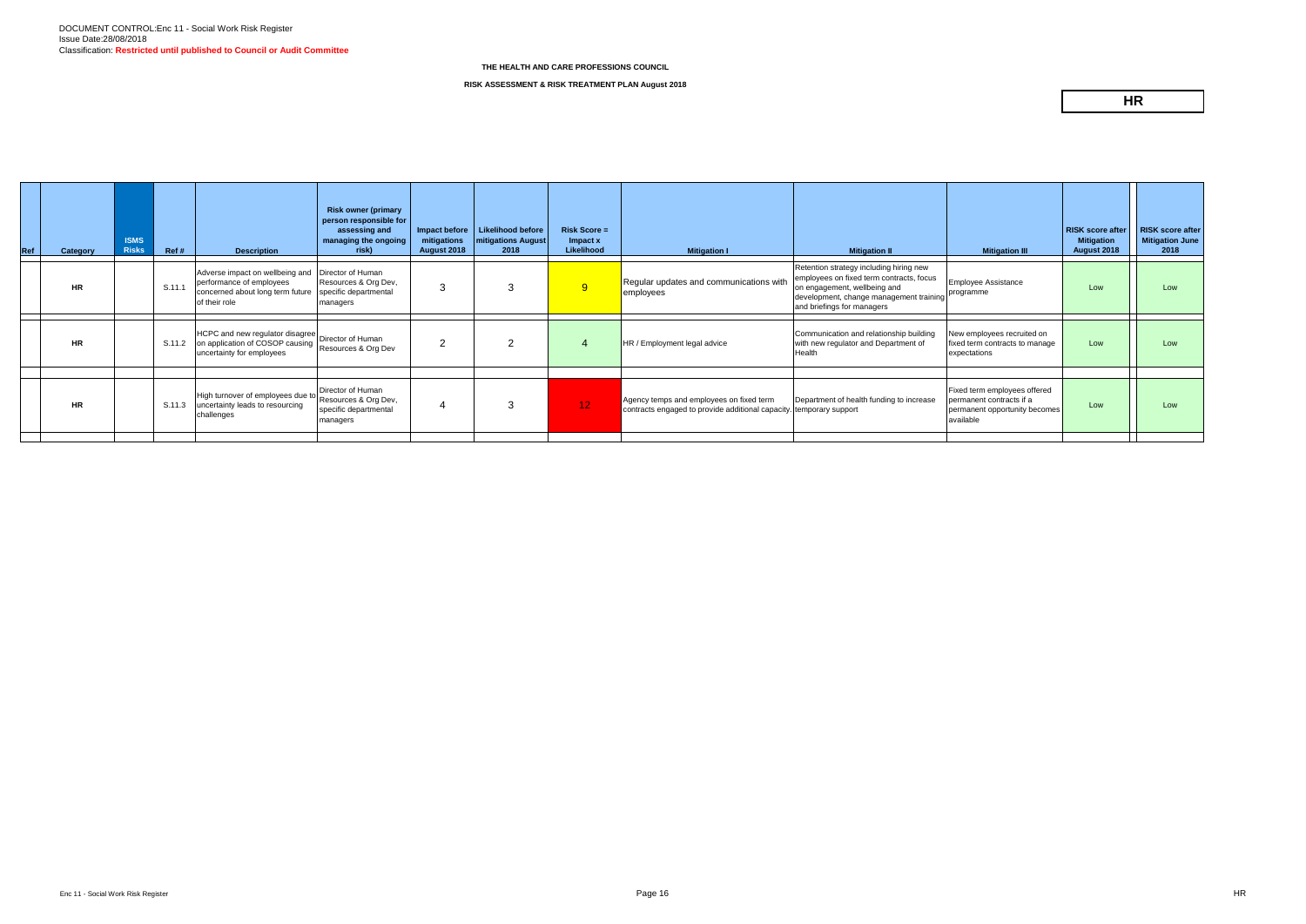DOCUMENT CONTROL:Enc 11 - Social Work Risk Register
Issue Date:28/08/2018
Classification: **Restricted until published to Council or Audit Committee**

**THE HEALTH AND CARE PROFESSIONS COUNCIL**

**RISK ASSESSMENT & RISK TREATMENT PLAN August 2018**

## HR

| Ref | Category | ISMS Risks | Ref # | Description | Risk owner (primary person responsible for assessing and managing the ongoing risk) | Impact before mitigations August 2018 | Likelihood before mitigations August 2018 | Risk Score = Impact x Likelihood | Mitigation I | Mitigation II | Mitigation III | RISK score after Mitigation August 2018 | RISK score after Mitigation June 2018 |
|---|---|---|---|---|---|---|---|---|---|---|---|---|---|
| | HR | | S.11.1 | Adverse impact on wellbeing and performance of employees concerned about long term future of their role | Director of Human Resources & Org Dev, specific departmental managers | 3 | 3 | 9 | Regular updates and communications with employees | Retention strategy including hiring new employees on fixed term contracts, focus on engagement, wellbeing and development, change management training and briefings for managers | Employee Assistance programme | Low | Low |
| | HR | | S.11.2 | HCPC and new regulator disagree on application of COSOP causing uncertainty for employees | Director of Human Resources & Org Dev | 2 | 2 | 4 | HR / Employment legal advice | Communication and relationship building with new regulator and Department of Health | New employees recruited on fixed term contracts to manage expectations | Low | Low |
| | HR | | S.11.3 | High turnover of employees due to uncertainty leads to resourcing challenges | Director of Human Resources & Org Dev, specific departmental managers | 4 | 3 | 12 | Agency temps and employees on fixed term contracts engaged to provide additional capacity. | Department of health funding to increase temporary support | Fixed term employees offered permanent contracts if a permanent opportunity becomes available | Low | Low |

Enc 11 - Social Work Risk Register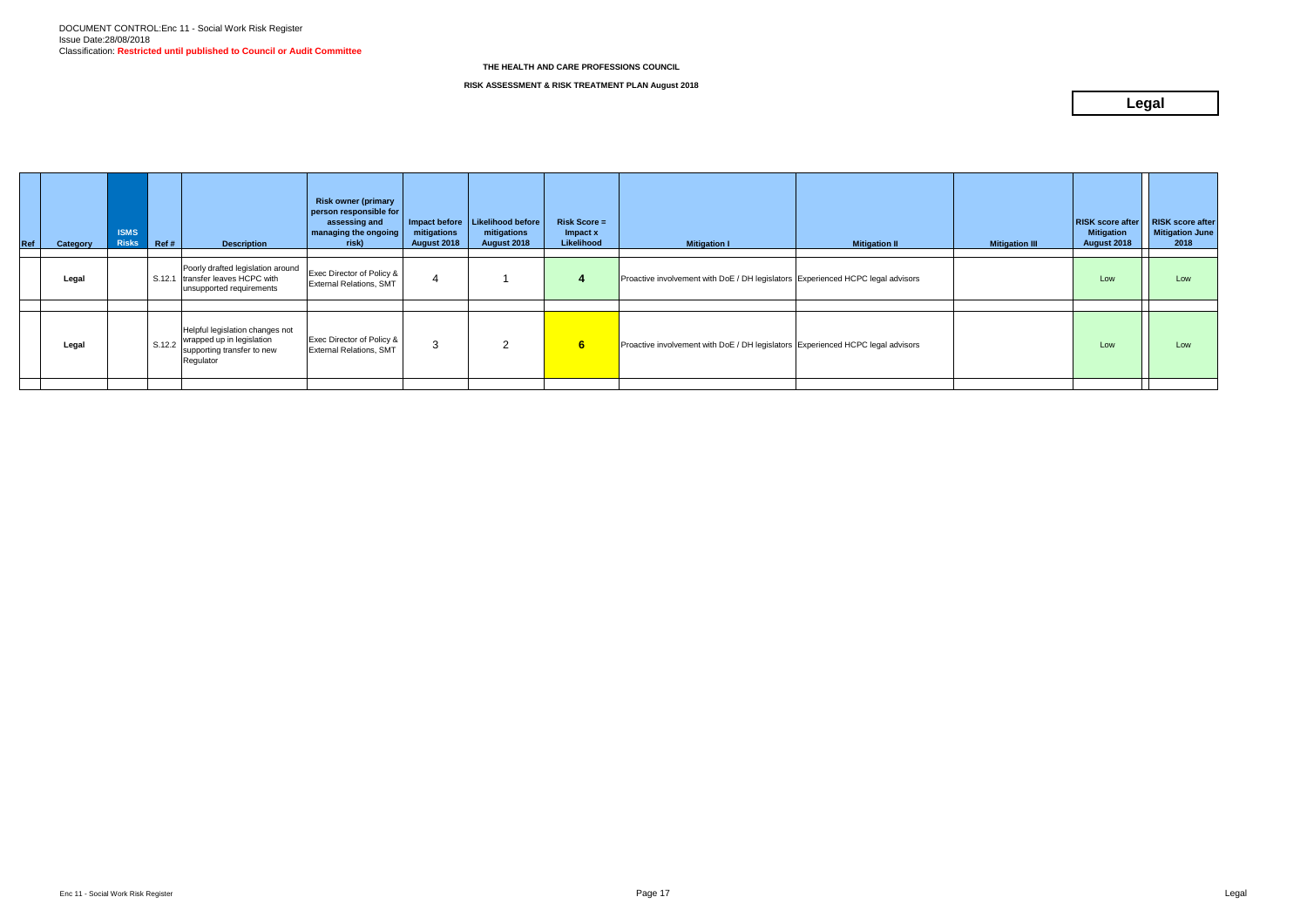DOCUMENT CONTROL:Enc 11 - Social Work Risk Register
Issue Date:28/08/2018
Classification: **Restricted until published to Council or Audit Committee**

**THE HEALTH AND CARE PROFESSIONS COUNCIL**

**RISK ASSESSMENT & RISK TREATMENT PLAN August 2018**

# Legal

| Ref | Category | ISMS Risks | Ref # | Description | Risk owner (primary person responsible for assessing and managing the ongoing risk) | Impact before mitigations August 2018 | Likelihood before mitigations August 2018 | Risk Score = Impact x Likelihood | Mitigation I | Mitigation II | Mitigation III | RISK score after Mitigation August 2018 | RISK score after Mitigation June 2018 |
|---|---|---|---|---|---|---|---|---|---|---|---|---|---|
| | Legal | | S.12.1 | Poorly drafted legislation around transfer leaves HCPC with unsupported requirements | Exec Director of Policy & External Relations, SMT | 4 | 1 | **4** | Proactive involvement with DoE / DH legislators | Experienced HCPC legal advisors | | Low | Low |
| | Legal | | S.12.2 | Helpful legislation changes not wrapped up in legislation supporting transfer to new Regulator | Exec Director of Policy & External Relations, SMT | 3 | 2 | **6** | Proactive involvement with DoE / DH legislators | Experienced HCPC legal advisors | | Low | Low |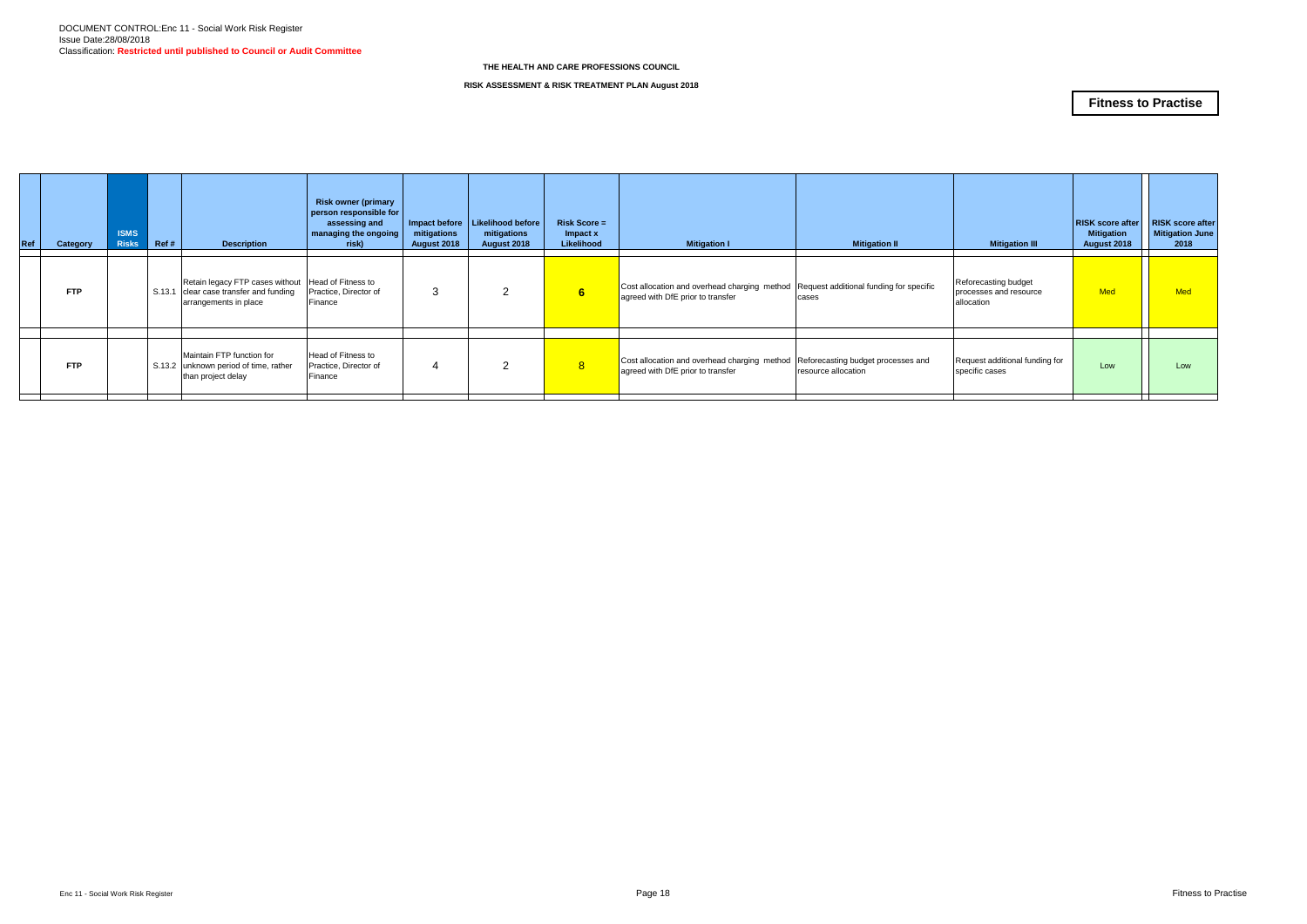DOCUMENT CONTROL:Enc 11 - Social Work Risk Register
Issue Date:28/08/2018
Classification: **Restricted until published to Council or Audit Committee**

**THE HEALTH AND CARE PROFESSIONS COUNCIL**

**RISK ASSESSMENT & RISK TREATMENT PLAN August 2018**

**Fitness to Practise**

| Ref | Category | ISMS Risks | Ref # | Description | Risk owner (primary person responsible for assessing and managing the ongoing risk) | Impact before mitigations August 2018 | Likelihood before mitigations August 2018 | Risk Score = Impact x Likelihood | Mitigation I | Mitigation II | Mitigation III | RISK score after Mitigation August 2018 | RISK score after Mitigation June 2018 |
|---|---|---|---|---|---|---|---|---|---|---|---|---|---|
| | FTP | | S.13.1 | Retain legacy FTP cases without clear case transfer and funding arrangements in place | Head of Fitness to Practice, Director of Finance | 3 | 2 | 6 | Cost allocation and overhead charging method agreed with DfE prior to transfer | Request additional funding for specific cases | Reforecasting budget processes and resource allocation | Med | Med |
| | FTP | | S.13.2 | Maintain FTP function for unknown period of time, rather than project delay | Head of Fitness to Practice, Director of Finance | 4 | 2 | 8 | Cost allocation and overhead charging method agreed with DfE prior to transfer | Reforecasting budget processes and resource allocation | Request additional funding for specific cases | Low | Low |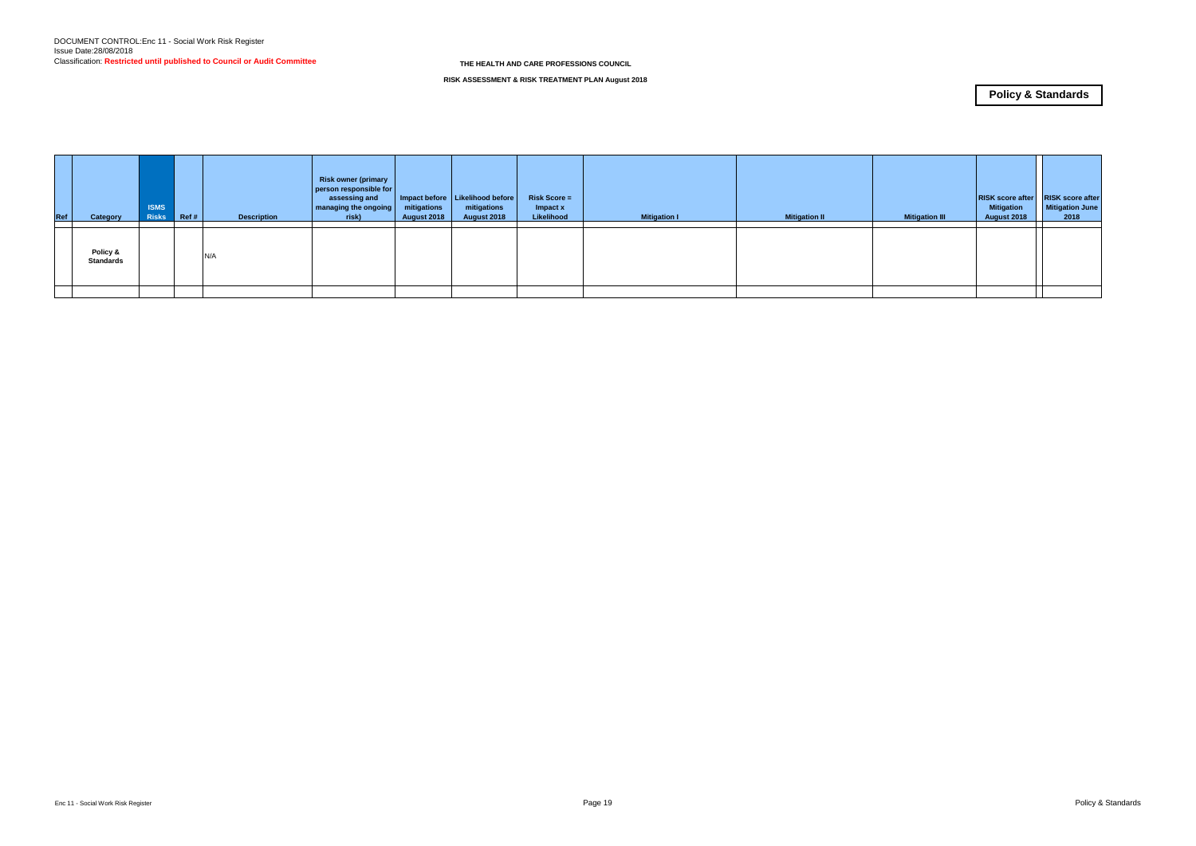DOCUMENT CONTROL:Enc 11 - Social Work Risk Register
Issue Date:28/08/2018
Classification: **Restricted until published to Council or Audit Committee**

**THE HEALTH AND CARE PROFESSIONS COUNCIL**

**RISK ASSESSMENT & RISK TREATMENT PLAN August 2018**

## Policy & Standards

| Ref | Category | ISMS Risks | Ref # | Description | Risk owner (primary person responsible for assessing and managing the ongoing risk) | Impact before mitigations August 2018 | Likelihood before mitigations August 2018 | Risk Score = Impact x Likelihood | Mitigation I | Mitigation II | Mitigation III | RISK score after Mitigation August 2018 | RISK score after Mitigation June 2018 |
|---|---|---|---|---|---|---|---|---|---|---|---|---|---|
| | **Policy & Standards** | | | N/A | | | | | | | | | |
| | | | | | | | | | | | | | |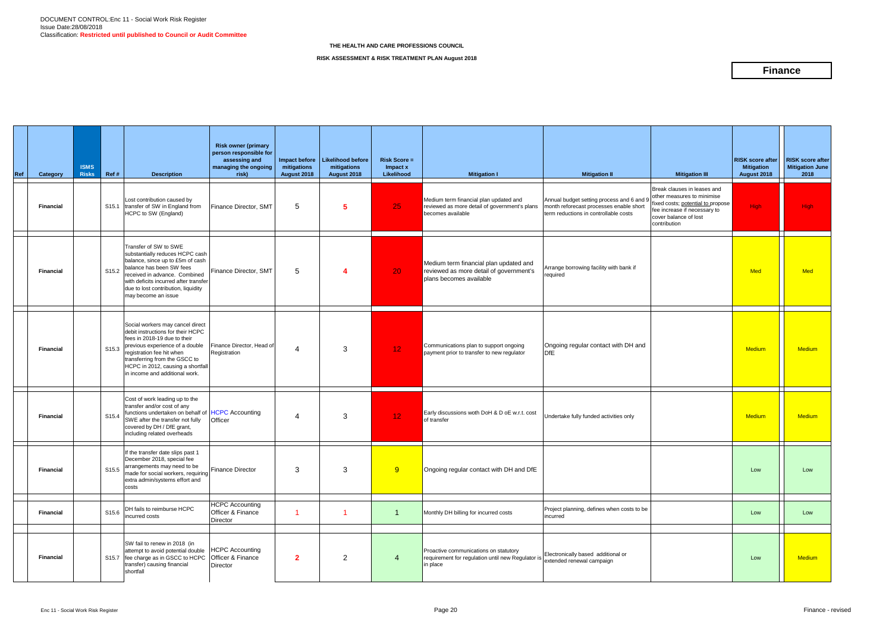DOCUMENT CONTROL:Enc 11 - Social Work Risk Register
Issue Date:28/08/2018
Classification: **Restricted until published to Council or Audit Committee**

**THE HEALTH AND CARE PROFESSIONS COUNCIL**

**RISK ASSESSMENT & RISK TREATMENT PLAN August 2018**

# Finance

| Ref | Category | ISMS Risks | Ref # | Description | Risk owner (primary person responsible for assessing and managing the ongoing risk) | Impact before mitigations August 2018 | Likelihood before mitigations August 2018 | Risk Score = Impact x Likelihood | Mitigation I | Mitigation II | Mitigation III | RISK score after Mitigation August 2018 | RISK score after Mitigation June 2018 |
|---|---|---|---|---|---|---|---|---|---|---|---|---|---|
| | **Financial** | | S15.1 | Lost contribution caused by transfer of SW in England from HCPC to SW (England) | Finance Director, SMT | 5 | 5 | 25 | Medium term financial plan updated and reviewed as more detail of government's plans becomes available | Annual budget setting process and 6 and 9 month reforecast processes enable short term reductions in controllable costs | Break clauses in leases and other measures to minimise fixed costs; potential to propose fee increase if necessary to cover balance of lost contribution | High | High |
| | **Financial** | | S15.2 | Transfer of SW to SWE substantially reduces HCPC cash balance, since up to £5m of cash balance has been SW fees received in advance. Combined with deficits incurred after transfer due to lost contribution, liquidity may become an issue | Finance Director, SMT | 5 | 4 | 20 | Medium term financial plan updated and reviewed as more detail of government's plans becomes available | Arrange borrowing facility with bank if required | | Med | Med |
| | **Financial** | | S15.3 | Social workers may cancel direct debit instructions for their HCPC fees in 2018-19 due to their previous experience of a double registration fee hit when transferring from the GSCC to HCPC in 2012, causing a shortfall in income and additional work. | Finance Director, Head of Registration | 4 | 3 | 12 | Communications plan to support ongoing payment prior to transfer to new regulator | Ongoing regular contact with DH and DfE | | Medium | Medium |
| | **Financial** | | S15.4 | Cost of work leading up to the transfer and/or cost of any functions undertaken on behalf of SWE after the transfer not fully covered by DH / DfE grant, including related overheads | HCPC Accounting Officer | 4 | 3 | 12 | Early discussions woth DoH & D oE w.r.t. cost of transfer | Undertake fully funded activities only | | Medium | Medium |
| | **Financial** | | S15.5 | If the transfer date slips past 1 December 2018, special fee arrangements may need to be made for social workers, requiring extra admin/systems effort and costs | Finance Director | 3 | 3 | 9 | Ongoing regular contact with DH and DfE | | | Low | Low |
| | **Financial** | | S15.6 | DH fails to reimburse HCPC incurred costs | HCPC Accounting Officer & Finance Director | 1 | 1 | 1 | Monthly DH billing for incurred costs | Project planning, defines when costs to be incurred | | Low | Low |
| | **Financial** | | S15.7 | SW fail to renew in 2018 (in attempt to avoid potential double fee charge as in GSCC to HCPC transfer) causing financial shortfall | HCPC Accounting Officer & Finance Director | 2 | 2 | 4 | Proactive communications on statutory requirement for regulation until new Regulator is in place | Electronically based additional or extended renewal campaign | | Low | Medium |

Enc 11 - Social Work Risk Register | Finance - revised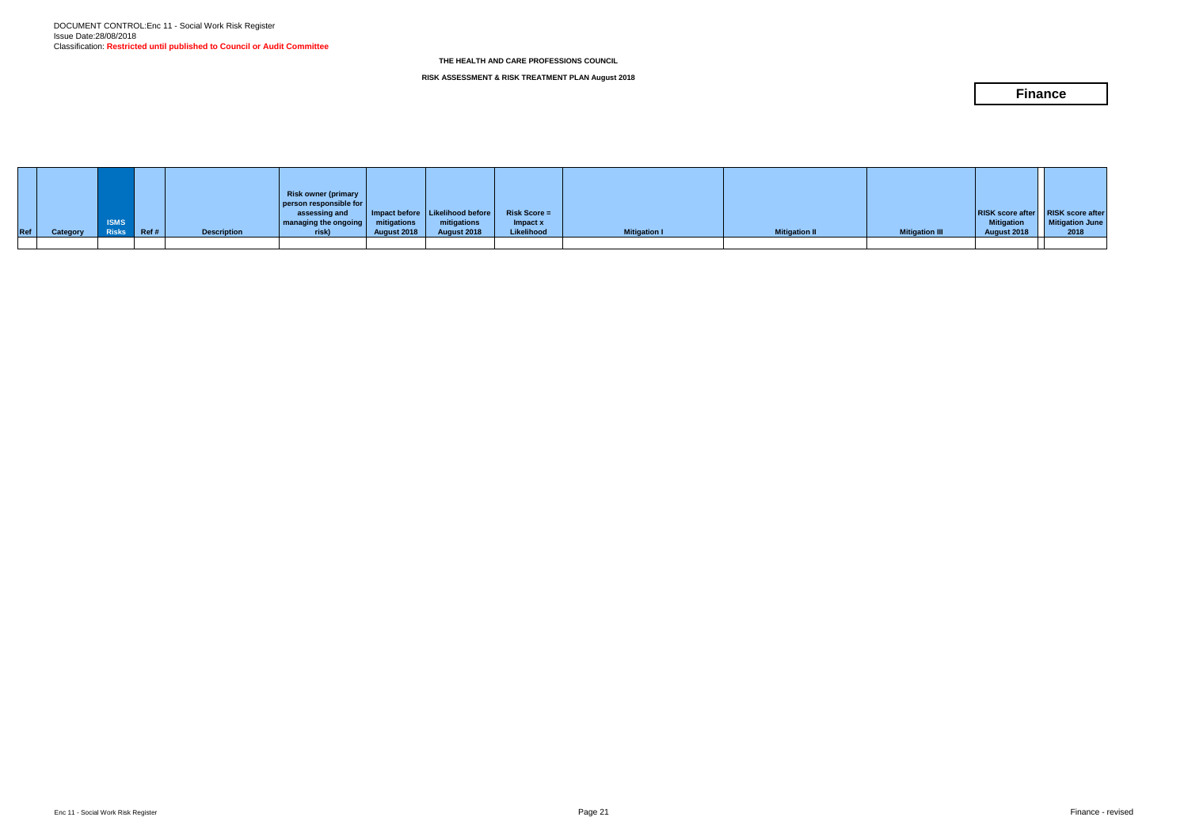DOCUMENT CONTROL:Enc 11 - Social Work Risk Register
Issue Date:28/08/2018
Classification: **Restricted until published to Council or Audit Committee**

**THE HEALTH AND CARE PROFESSIONS COUNCIL**

**RISK ASSESSMENT & RISK TREATMENT PLAN August 2018**

# Finance

| Ref | Category | ISMS Risks | Ref # | Description | Risk owner (primary person responsible for assessing and managing the ongoing risk) | Impact before mitigations August 2018 | Likelihood before mitigations August 2018 | Risk Score = Impact x Likelihood | Mitigation I | Mitigation II | Mitigation III | RISK score after Mitigation August 2018 | | RISK score after Mitigation June 2018 |
|---|---|---|---|---|---|---|---|---|---|---|---|---|---|---|
| | | | | | | | | | | | | | | |

Finance - revised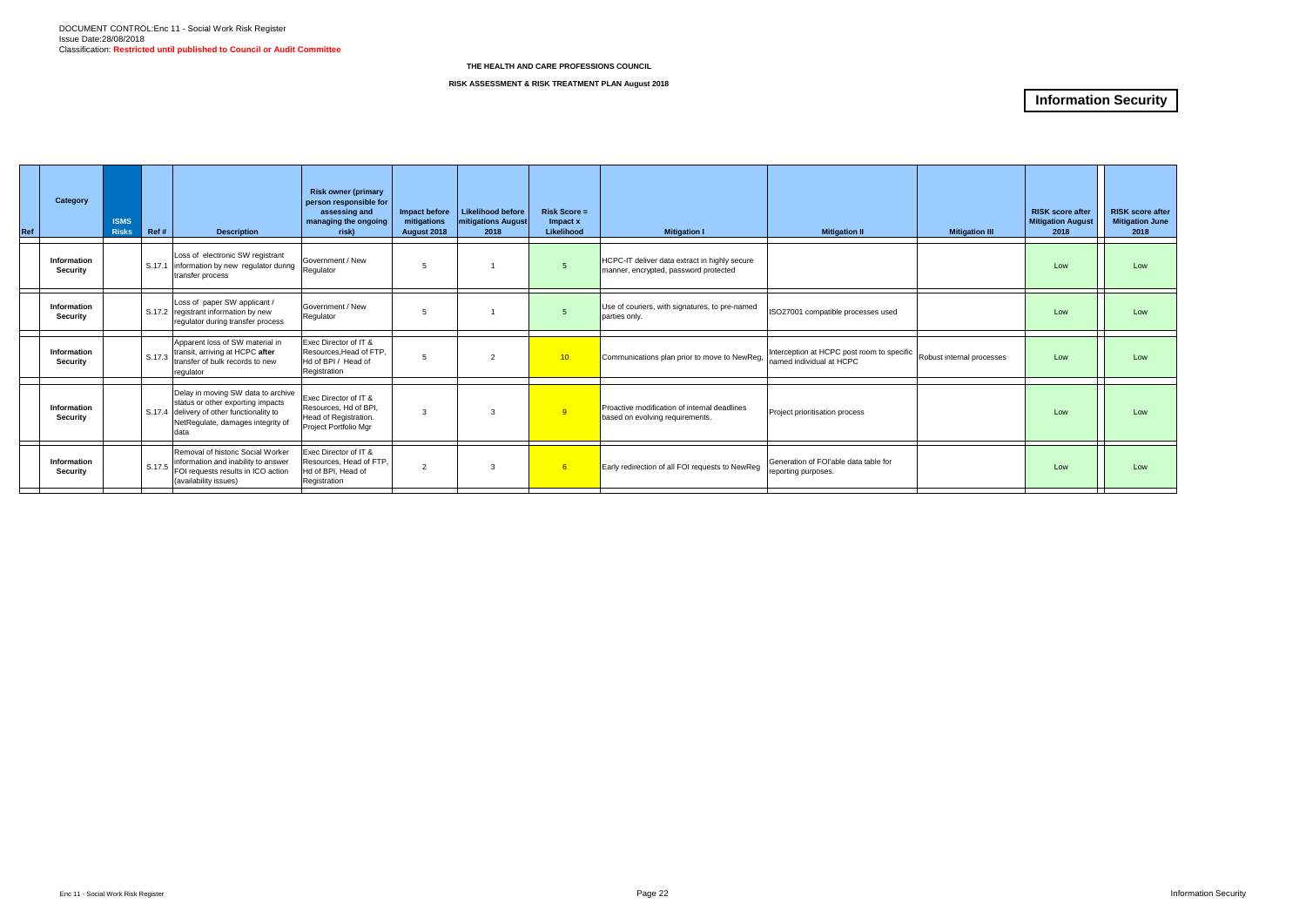DOCUMENT CONTROL:Enc 11 - Social Work Risk Register
Issue Date:28/08/2018
Classification: **Restricted until published to Council or Audit Committee**

**THE HEALTH AND CARE PROFESSIONS COUNCIL**

**RISK ASSESSMENT & RISK TREATMENT PLAN August 2018**

# Information Security

| Ref | Category | ISMS Risks | Ref # | Description | Risk owner (primary person responsible for assessing and managing the ongoing risk) | Impact before mitigations August 2018 | Likelihood before mitigations August 2018 | Risk Score = Impact x Likelihood | Mitigation I | Mitigation II | Mitigation III | RISK score after Mitigation August 2018 | RISK score after Mitigation June 2018 |
|---|---|---|---|---|---|---|---|---|---|---|---|---|---|
| | **Information Security** | | S.17.1 | Loss of electronic SW registrant information by new regulator during transfer process | Government / New Regulator | 5 | 1 | 5 | HCPC-IT deliver data extract in highly secure manner, encrypted, password protected | | | Low | Low |
| | **Information Security** | | S.17.2 | Loss of paper SW applicant / registrant information by new regulator during transfer process | Government / New Regulator | 5 | 1 | 5 | Use of couriers, with signatures, to pre-named parties only. | ISO27001 compatible processes used | | Low | Low |
| | **Information Security** | | S.17.3 | Apparent loss of SW material in transit, arriving at HCPC **after** transfer of bulk records to new regulator | Exec Director of IT & Resources,Head of FTP, Hd of BPI / Head of Registration | 5 | 2 | 10 | Communications plan prior to move to NewReg, | Interception at HCPC post room to specific named individual at HCPC | Robust internal processes | Low | Low |
| | **Information Security** | | S.17.4 | Delay in moving SW data to archive status or other exporting impacts delivery of other functionality to NetRegulate, damages integrity of data | Exec Director of IT & Resources, Hd of BPI, Head of Registration. Project Portfolio Mgr | 3 | 3 | 9 | Proactive modification of internal deadlines based on evolving requirements. | Project prioritisation process | | Low | Low |
| | **Information Security** | | S.17.5 | Removal of historic Social Worker information and inability to answer FOI requests results in ICO action (availability issues) | Exec Director of IT & Resources, Head of FTP, Hd of BPI, Head of Registration | 2 | 3 | 6 | Early redirection of all FOI requests to NewReg | Generation of FOI'able data table for reporting purposes. | | Low | Low |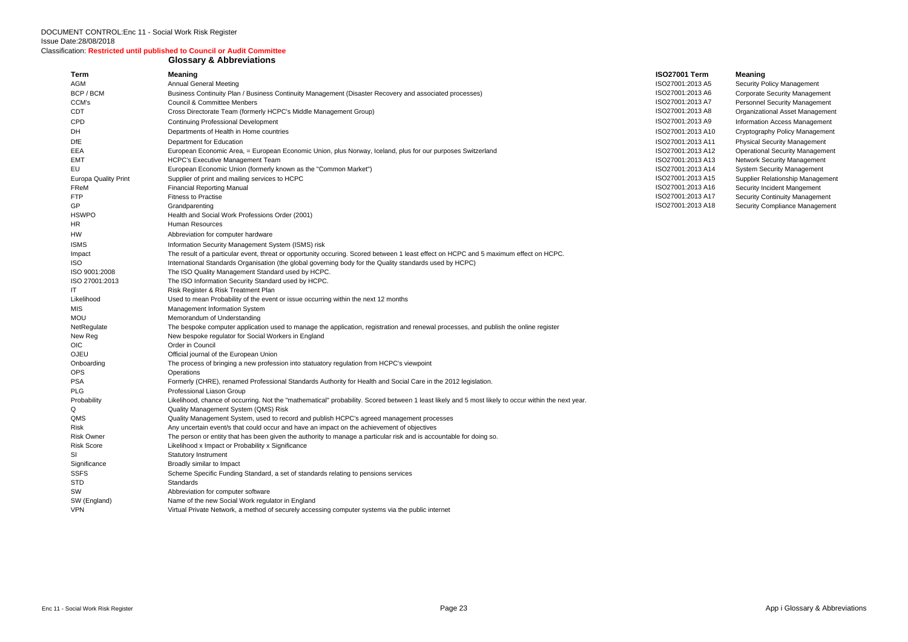DOCUMENT CONTROL:Enc 11 - Social Work Risk Register
Issue Date:28/08/2018
Classification: **Restricted until published to Council or Audit Committee**

## Glossary & Abbreviations

| Term | Meaning |
|---|---|
| AGM | Annual General Meeting |
| BCP / BCM | Business Continuity Plan / Business Continuity Management (Disaster Recovery and associated processes) |
| CCM's | Council & Committee Menbers |
| CDT | Cross Directorate Team (formerly HCPC's Middle Management Group) |
| CPD | Continuing Professional Development |
| DH | Departments of Health in Home countries |
| DfE | Department for Education |
| EEA | European Economic Area, = European Economic Union, plus Norway, Iceland, plus for our purposes Switzerland |
| EMT | HCPC's Executive Management Team |
| EU | European Economic Union (formerly known as the "Common Market") |
| Europa Quality Print | Supplier of print and mailing services to HCPC |
| FReM | Financial Reporting Manual |
| FTP | Fitness to Practise |
| GP | Grandparenting |
| HSWPO | Health and Social Work Professions Order (2001) |
| HR | Human Resources |
| HW | Abbreviation for computer hardware |
| ISMS | Information Security Management System (ISMS) risk |
| Impact | The result of a particular event, threat or opportunity occuring. Scored between 1 least effect on HCPC and 5 maximum effect on HCPC. |
| ISO | International Standards Organisation (the global governing body for the Quality standards used by HCPC) |
| ISO 9001:2008 | The ISO Quality Management Standard used by HCPC. |
| ISO 27001:2013 | The ISO Information Security Standard used by HCPC. |
| IT | Risk Register & Risk Treatment Plan |
| Likelihood | Used to mean Probability of the event or issue occurring within the next 12 months |
| MIS | Management Information System |
| MOU | Memorandum of Understanding |
| NetRegulate | The bespoke computer application used to manage the application, registration and renewal processes, and publish the online register |
| New Reg | New bespoke regulator for Social Workers in England |
| OIC | Order in Council |
| OJEU | Official journal of the European Union |
| Onboarding | The process of bringing a new profession into statuatory regulation from HCPC's viewpoint |
| OPS | Operations |
| PSA | Formerly (CHRE), renamed Professional Standards Authority for Health and Social Care in the 2012 legislation. |
| PLG | Professional Liason Group |
| Probability | Likelihood, chance of occurring. Not the "mathematical" probability. Scored between 1 least likely and 5 most likely to occur within the next year. |
| Q | Quality Management System (QMS) Risk |
| QMS | Quality Management System, used to record and publish HCPC's agreed management processes |
| Risk | Any uncertain event/s that could occur and have an impact on the achievement of objectives |
| Risk Owner | The person or entity that has been given the authority to manage a particular risk and is accountable for doing so. |
| Risk Score | Likelihood x Impact or Probability x Significance |
| SI | Statutory Instrument |
| Significance | Broadly similar to Impact |
| SSFS | Scheme Specific Funding Standard, a set of standards relating to pensions services |
| STD | Standards |
| SW | Abbreviation for computer software |
| SW (England) | Name of the new Social Work regulator in England |
| VPN | Virtual Private Network, a method of securely accessing computer systems via the public internet |

| ISO27001 Term | Meaning |
|---|---|
| ISO27001:2013 A5 | Security Policy Management |
| ISO27001:2013 A6 | Corporate Security Management |
| ISO27001:2013 A7 | Personnel Security Management |
| ISO27001:2013 A8 | Organizational Asset Management |
| ISO27001:2013 A9 | Information Access Management |
| ISO27001:2013 A10 | Cryptography Policy Management |
| ISO27001:2013 A11 | Physical Security Management |
| ISO27001:2013 A12 | Operational Security Management |
| ISO27001:2013 A13 | Network Security Management |
| ISO27001:2013 A14 | System Security Management |
| ISO27001:2013 A15 | Supplier Relationship Management |
| ISO27001:2013 A16 | Security Incident Mangement |
| ISO27001:2013 A17 | Security Continuity Management |
| ISO27001:2013 A18 | Security Compliance Management |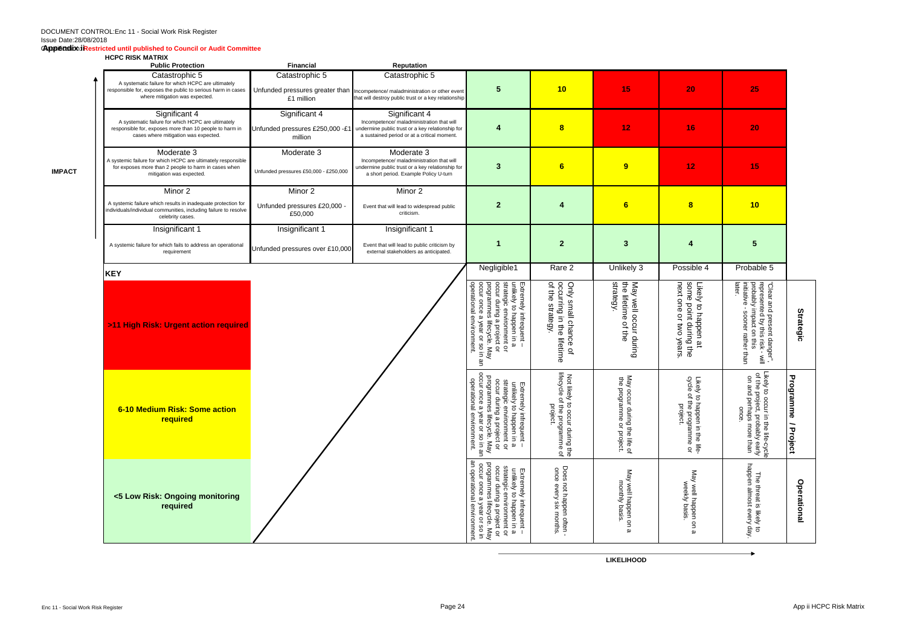DOCUMENT CONTROL:Enc 11 - Social Work Risk Register

Issue Date:28/08/2018

**Appendix ii Restricted until published to Council or Audit Committee**

**HCPC RISK MATRIX**

**IMPACT**

| Public Protection | Financial | Reputation | | | | | |
|---|---|---|---|---|---|---|---|
| Catastrophic 5<br>A systematic failure for which HCPC are ultimately responsible for, exposes the public to serious harm in cases where mitigation was expected. | Catastrophic 5<br>Unfunded pressures greater than £1 million | Catastrophic 5<br>Incompetence/ maladministration or other event that will destroy public trust or a key relationship | 5 | 10 | 15 | 20 | 25 |
| Significant 4<br>A systematic failure for which HCPC are ultimately responsible for, exposes more than 10 people to harm in cases where mitigation was expected. | Significant 4<br>Unfunded pressures £250,000 -£1 million | Significant 4<br>Incompetence/ maladministration that will undermine public trust or a key relationship for a sustained period or at a critical moment. | 4 | 8 | 12 | 16 | 20 |
| Moderate 3<br>A systemic failure for which HCPC are ultimately responsible for exposes more than 2 people to harm in cases when mitigation was expected. | Moderate 3<br>Unfunded pressures £50,000 - £250,000 | Moderate 3<br>Incompetence/ maladministration that will undermine public trust or a key relationship for a short period. Example Policy U-turn | 3 | 6 | 9 | 12 | 15 |
| Minor 2<br>A systemic failure which results in inadequate protection for individuals/individual communities, including failure to resolve celebrity cases. | Minor 2<br>Unfunded pressures £20,000 - £50,000 | Minor 2<br>Event that will lead to widespread public criticism. | 2 | 4 | 6 | 8 | 10 |
| Insignificant 1<br>A systemic failure for which fails to address an operational requirement | Insignificant 1<br>Unfunded pressures over £10,000 | Insignificant 1<br>Event that will lead to public criticism by external stakeholders as anticipated. | 1 | 2 | 3 | 4 | 5 |
| | | | Negligible1 | Rare 2 | Unlikely 3 | Possible 4 | Probable 5 |

**LIKELIHOOD**

| KEY | | Negligible1 | Rare 2 | Unlikely 3 | Possible 4 | Probable 5 | |
|---|---|---|---|---|---|---|---|
| >11 High Risk: Urgent action required | | Extremely infrequent – unlikely to happen in a strategic environment or occur during a project or programmes lifecycle. May occur once a year or so in an operational environment. | Only small chance of occurring in the lifetime of the strategy. | May well occur during the lifetime of the strategy. | Likely to happen at some point during the next one or two years. | "Clear and present danger", represented by this risk - will probably impact on this initiative - sooner rather than later. | **Strategic** |
| 6-10 Medium Risk: Some action required | | Extremely infrequent – unlikely to happen in a strategic environment or occur during a project or programmes lifecycle. May occur once a year or so in an operational environment. | Not likely to occur during the lifecycle of the programme of project. | May occur during the life of the programme or project. | Likely to happen in the life-cycle of the programme or project. | Likely to occur in the life-cycle of the project, probably early on and perhaps more than once. | **Programme / Project** |
| <5 Low Risk: Ongoing monitoring required | | Extremely infrequent – unlikely to happen in a strategic environment or occur during a project or programmes lifecycle. May occur once a year or so in an operational environment. | Does not happen often - once every six months. | May well happen on a monthly basis. | May well happen on a weekly basis. | The threat is likely to happen almost every day. | **Operational** |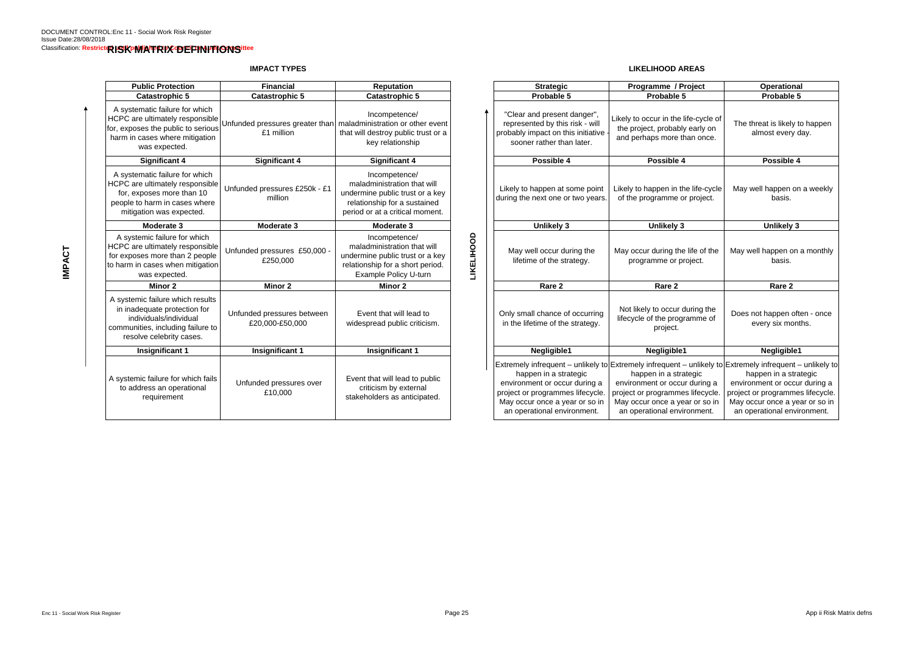DOCUMENT CONTROL:Enc 11 - Social Work Risk Register
Issue Date:28/08/2018
Classification: Restricted until published by Council Committee

# RISK MATRIX DEFINITIONS

## IMPACT TYPES

| Public Protection | Financial | Reputation |
|---|---|---|
| **Catastrophic 5** | **Catastrophic 5** | **Catastrophic 5** |
| A systematic failure for which HCPC are ultimately responsible for, exposes the public to serious harm in cases where mitigation was expected. | Unfunded pressures greater than £1 million | Incompetence/ maladministration or other event that will destroy public trust or a key relationship |
| **Significant 4** | **Significant 4** | **Significant 4** |
| A systematic failure for which HCPC are ultimately responsible for, exposes more than 10 people to harm in cases where mitigation was expected. | Unfunded pressures £250k - £1 million | Incompetence/ maladministration that will undermine public trust or a key relationship for a sustained period or at a critical moment. |
| **Moderate 3** | **Moderate 3** | **Moderate 3** |
| A systemic failure for which HCPC are ultimately responsible for exposes more than 2 people to harm in cases when mitigation was expected. | Unfunded pressures £50,000 - £250,000 | Incompetence/ maladministration that will undermine public trust or a key relationship for a short period. Example Policy U-turn |
| **Minor 2** | **Minor 2** | **Minor 2** |
| A systemic failure which results in inadequate protection for individuals/individual communities, including failure to resolve celebrity cases. | Unfunded pressures between £20,000-£50,000 | Event that will lead to widespread public criticism. |
| **Insignificant 1** | **Insignificant 1** | **Insignificant 1** |
| A systemic failure for which fails to address an operational requirement | Unfunded pressures over £10,000 | Event that will lead to public criticism by external stakeholders as anticipated. |

## LIKELIHOOD AREAS

| Strategic | Programme / Project | Operational |
|---|---|---|
| **Probable 5** | **Probable 5** | **Probable 5** |
| "Clear and present danger", represented by this risk - will probably impact on this initiative - sooner rather than later. | Likely to occur in the life-cycle of the project, probably early on and perhaps more than once. | The threat is likely to happen almost every day. |
| **Possible 4** | **Possible 4** | **Possible 4** |
| Likely to happen at some point during the next one or two years. | Likely to happen in the life-cycle of the programme or project. | May well happen on a weekly basis. |
| **Unlikely 3** | **Unlikely 3** | **Unlikely 3** |
| May well occur during the lifetime of the strategy. | May occur during the life of the programme or project. | May well happen on a monthly basis. |
| **Rare 2** | **Rare 2** | **Rare 2** |
| Only small chance of occurring in the lifetime of the strategy. | Not likely to occur during the lifecycle of the programme of project. | Does not happen often - once every six months. |
| **Negligible1** | **Negligible1** | **Negligible1** |
| Extremely infrequent – unlikely to happen in a strategic environment or occur during a project or programmes lifecycle. May occur once a year or so in an operational environment. | Extremely infrequent – unlikely to happen in a strategic environment or occur during a project or programmes lifecycle. May occur once a year or so in an operational environment. | Extremely infrequent – unlikely to happen in a strategic environment or occur during a project or programmes lifecycle. May occur once a year or so in an operational environment. |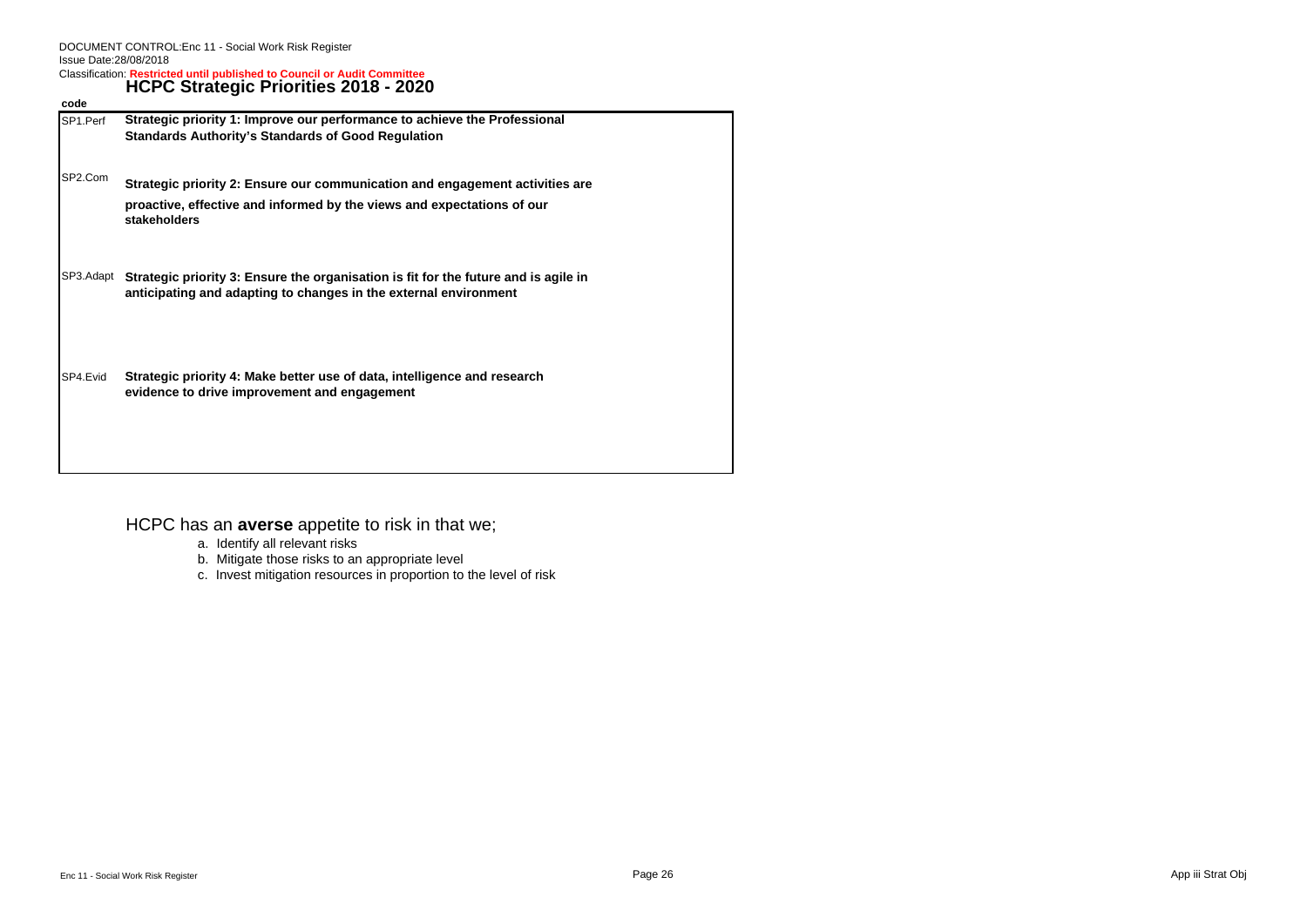DOCUMENT CONTROL:Enc 11 - Social Work Risk Register
Issue Date:28/08/2018
Classification: **Restricted until published to Council or Audit Committee**

# HCPC Strategic Priorities 2018 - 2020

| code | |
|---|---|
| SP1.Perf | **Strategic priority 1: Improve our performance to achieve the Professional Standards Authority's Standards of Good Regulation** |
| SP2.Com | **Strategic priority 2: Ensure our communication and engagement activities are proactive, effective and informed by the views and expectations of our stakeholders** |
| SP3.Adapt | **Strategic priority 3: Ensure the organisation is fit for the future and is agile in anticipating and adapting to changes in the external environment** |
| SP4.Evid | **Strategic priority 4: Make better use of data, intelligence and research evidence to drive improvement and engagement** |

HCPC has an **averse** appetite to risk in that we;

a. Identify all relevant risks
b. Mitigate those risks to an appropriate level
c. Invest mitigation resources in proportion to the level of risk

Enc 11 - Social Work Risk Register

App iii Strat Obj